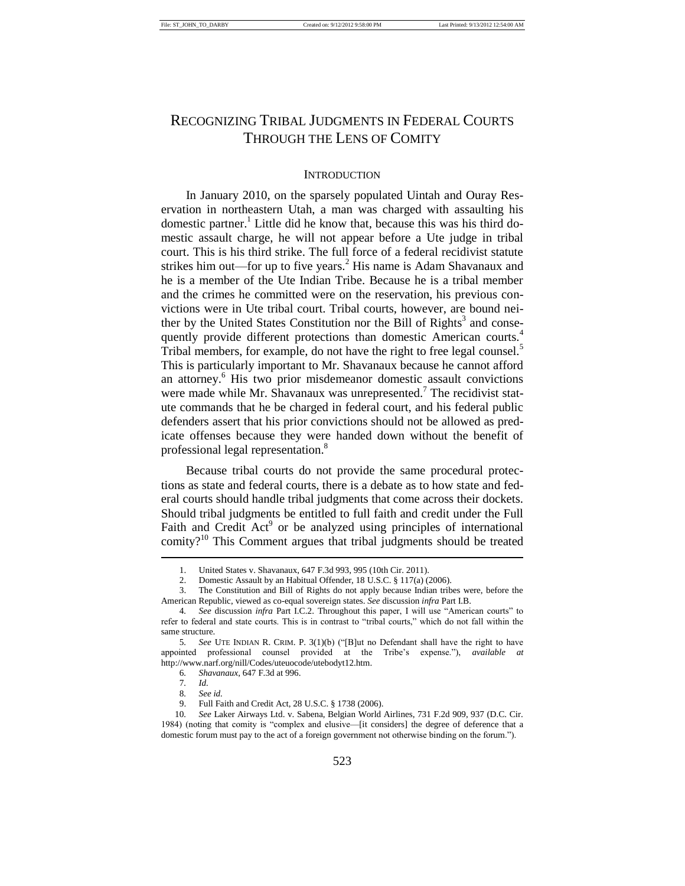# Recognizing Tribal Judgments in Federal Courts Through the Lens of Comity

## Introduction

In January 2010, on the sparsely populated Uintah and Ouray Reservation in northeastern Utah, a man was charged with assaulting his domestic partner.[1] Little did he know that, because this was his third domestic assault charge, he will not appear before a Ute judge in tribal court. This is his third strike. The full force of a federal recidivist statute strikes him out—for up to five years.[2] His name is Adam Shavanaux and he is a member of the Ute Indian Tribe. Because he is a tribal member and the crimes he committed were on the reservation, his previous convictions were in Ute tribal court. Tribal courts, however, are bound neither by the United States Constitution nor the Bill of Rights[3] and consequently provide different protections than domestic American courts.[4] Tribal members, for example, do not have the right to free legal counsel.[5] This is particularly important to Mr. Shavanaux because he cannot afford an attorney.[6] His two prior misdemeanor domestic assault convictions were made while Mr. Shavanaux was unrepresented.[7] The recidivist statute commands that he be charged in federal court, and his federal public defenders assert that his prior convictions should not be allowed as predicate offenses because they were handed down without the benefit of professional legal representation.[8]

Because tribal courts do not provide the same procedural protections as state and federal courts, there is a debate as to how state and federal courts should handle tribal judgments that come across their dockets. Should tribal judgments be entitled to full faith and credit under the Full Faith and Credit Act[9] or be analyzed using principles of international comity?[10] This Comment argues that tribal judgments should be treated

---

1. United States v. Shavanaux, 647 F.3d 993, 995 (10th Cir. 2011).
2. Domestic Assault by an Habitual Offender, 18 U.S.C. § 117(a) (2006).
3. The Constitution and Bill of Rights do not apply because Indian tribes were, before the American Republic, viewed as co-equal sovereign states. *See* discussion *infra* Part I.B.
4. *See* discussion *infra* Part I.C.2. Throughout this paper, I will use "American courts" to refer to federal and state courts. This is in contrast to "tribal courts," which do not fall within the same structure.
5. *See* Ute Indian R. Crim. P. 3(1)(b) ("[B]ut no Defendant shall have the right to have appointed professional counsel provided at the Tribe's expense."), *available at* http://www.narf.org/nill/Codes/uteuocode/utebodyt12.htm.
6. *Shavanaux*, 647 F.3d at 996.
7. *Id.*
8. *See id.*
9. Full Faith and Credit Act, 28 U.S.C. § 1738 (2006).
10. *See* Laker Airways Ltd. v. Sabena, Belgian World Airlines, 731 F.2d 909, 937 (D.C. Cir. 1984) (noting that comity is "complex and elusive—[it considers] the degree of deference that a domestic forum must pay to the act of a foreign government not otherwise binding on the forum.").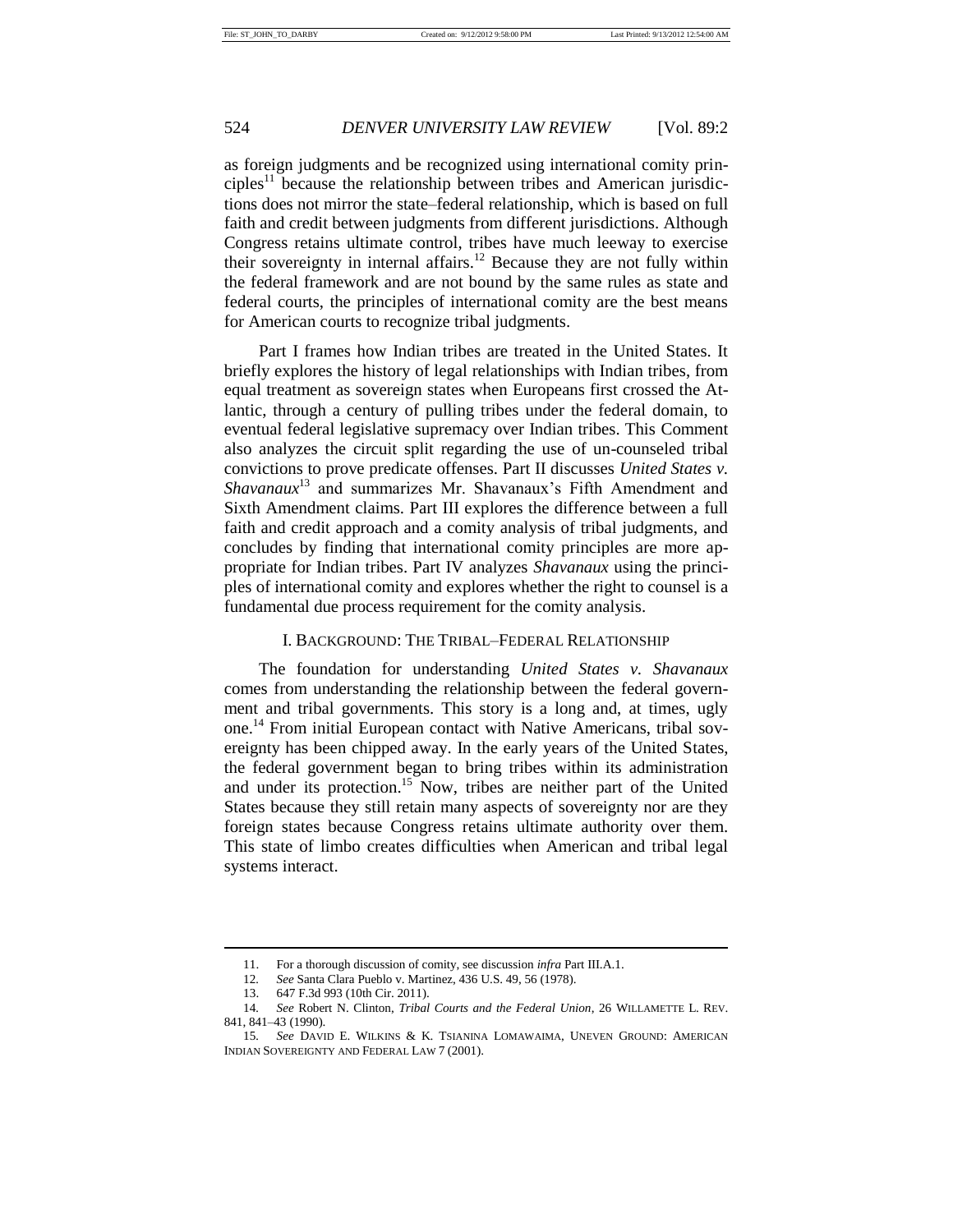as foreign judgments and be recognized using international comity principles[11] because the relationship between tribes and American jurisdictions does not mirror the state–federal relationship, which is based on full faith and credit between judgments from different jurisdictions. Although Congress retains ultimate control, tribes have much leeway to exercise their sovereignty in internal affairs.[12] Because they are not fully within the federal framework and are not bound by the same rules as state and federal courts, the principles of international comity are the best means for American courts to recognize tribal judgments.

Part I frames how Indian tribes are treated in the United States. It briefly explores the history of legal relationships with Indian tribes, from equal treatment as sovereign states when Europeans first crossed the Atlantic, through a century of pulling tribes under the federal domain, to eventual federal legislative supremacy over Indian tribes. This Comment also analyzes the circuit split regarding the use of un-counseled tribal convictions to prove predicate offenses. Part II discusses *United States v. Shavanaux*[13] and summarizes Mr. Shavanaux's Fifth Amendment and Sixth Amendment claims. Part III explores the difference between a full faith and credit approach and a comity analysis of tribal judgments, and concludes by finding that international comity principles are more appropriate for Indian tribes. Part IV analyzes *Shavanaux* using the principles of international comity and explores whether the right to counsel is a fundamental due process requirement for the comity analysis.

## I. Background: The Tribal–Federal Relationship

The foundation for understanding *United States v. Shavanaux* comes from understanding the relationship between the federal government and tribal governments. This story is a long and, at times, ugly one.[14] From initial European contact with Native Americans, tribal sovereignty has been chipped away. In the early years of the United States, the federal government began to bring tribes within its administration and under its protection.[15] Now, tribes are neither part of the United States because they still retain many aspects of sovereignty nor are they foreign states because Congress retains ultimate authority over them. This state of limbo creates difficulties when American and tribal legal systems interact.

---

11. For a thorough discussion of comity, see discussion *infra* Part III.A.1.

12. *See* Santa Clara Pueblo v. Martinez, 436 U.S. 49, 56 (1978).

13. 647 F.3d 993 (10th Cir. 2011).

14. *See* Robert N. Clinton, *Tribal Courts and the Federal Union*, 26 WILLAMETTE L. REV. 841, 841–43 (1990).

15. *See* DAVID E. WILKINS & K. TSIANINA LOMAWAIMA, UNEVEN GROUND: AMERICAN INDIAN SOVEREIGNTY AND FEDERAL LAW 7 (2001).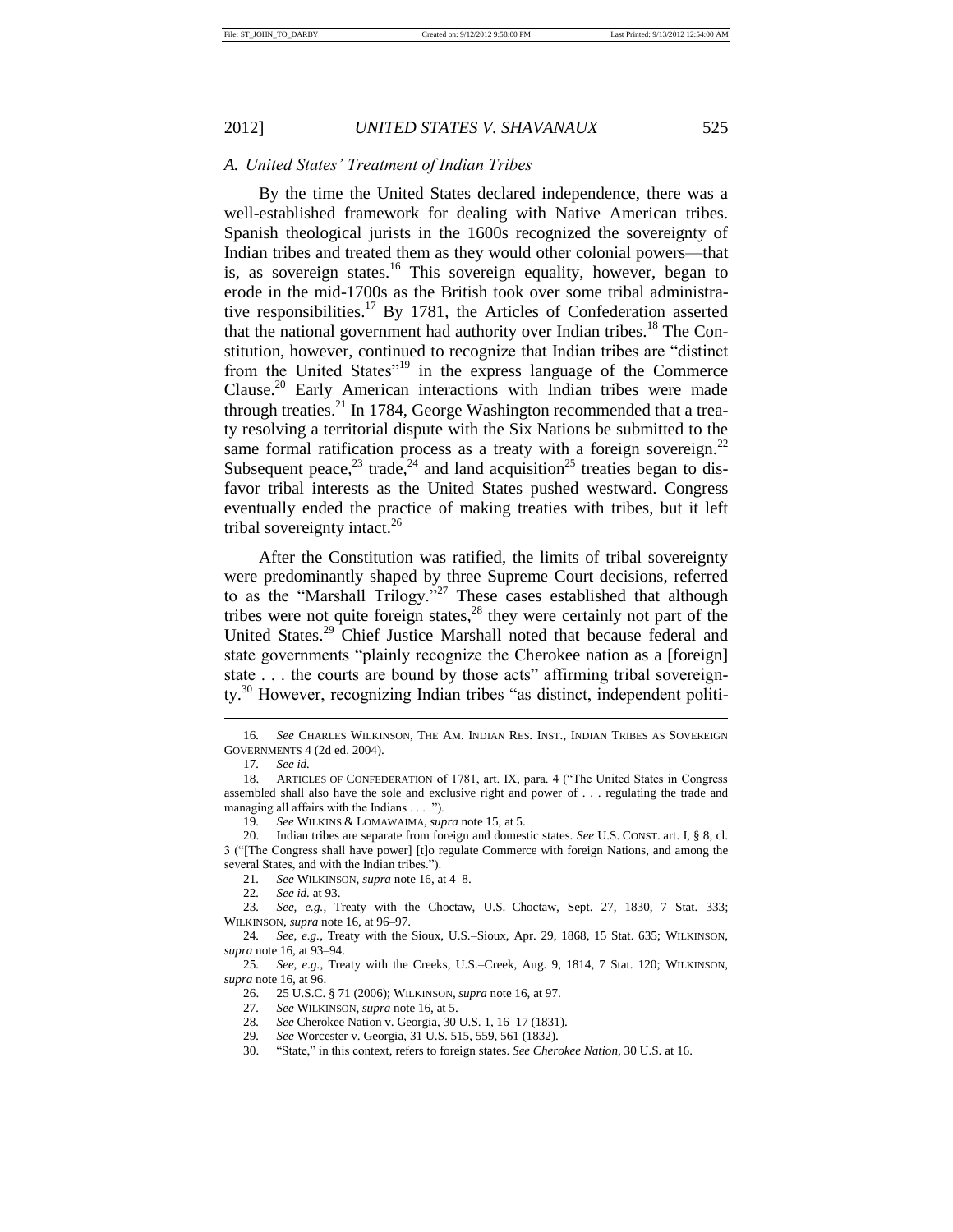### *A. United States' Treatment of Indian Tribes*

By the time the United States declared independence, there was a well-established framework for dealing with Native American tribes. Spanish theological jurists in the 1600s recognized the sovereignty of Indian tribes and treated them as they would other colonial powers—that is, as sovereign states.[16] This sovereign equality, however, began to erode in the mid-1700s as the British took over some tribal administrative responsibilities.[17] By 1781, the Articles of Confederation asserted that the national government had authority over Indian tribes.[18] The Constitution, however, continued to recognize that Indian tribes are "distinct from the United States"[19] in the express language of the Commerce Clause.[20] Early American interactions with Indian tribes were made through treaties.[21] In 1784, George Washington recommended that a treaty resolving a territorial dispute with the Six Nations be submitted to the same formal ratification process as a treaty with a foreign sovereign.[22] Subsequent peace,[23] trade,[24] and land acquisition[25] treaties began to disfavor tribal interests as the United States pushed westward. Congress eventually ended the practice of making treaties with tribes, but it left tribal sovereignty intact.[26]

After the Constitution was ratified, the limits of tribal sovereignty were predominantly shaped by three Supreme Court decisions, referred to as the "Marshall Trilogy."[27] These cases established that although tribes were not quite foreign states,[28] they were certainly not part of the United States.[29] Chief Justice Marshall noted that because federal and state governments "plainly recognize the Cherokee nation as a [foreign] state . . . the courts are bound by those acts" affirming tribal sovereignty.[30] However, recognizing Indian tribes "as distinct, independent politi-

---

16. *See* CHARLES WILKINSON, THE AM. INDIAN RES. INST., INDIAN TRIBES AS SOVEREIGN GOVERNMENTS 4 (2d ed. 2004).

17. *See id.*

18. ARTICLES OF CONFEDERATION of 1781, art. IX, para. 4 ("The United States in Congress assembled shall also have the sole and exclusive right and power of . . . regulating the trade and managing all affairs with the Indians . . . .").

19. *See* WILKINS & LOMAWAIMA, *supra* note 15, at 5.

20. Indian tribes are separate from foreign and domestic states. *See* U.S. CONST. art. I, § 8, cl. 3 ("[The Congress shall have power] [t]o regulate Commerce with foreign Nations, and among the several States, and with the Indian tribes.").

21. *See* WILKINSON, *supra* note 16, at 4–8.

22. *See id.* at 93.

23. *See, e.g.*, Treaty with the Choctaw, U.S.–Choctaw, Sept. 27, 1830, 7 Stat. 333; WILKINSON, *supra* note 16, at 96–97.

24. *See, e.g.*, Treaty with the Sioux, U.S.–Sioux, Apr. 29, 1868, 15 Stat. 635; WILKINSON, *supra* note 16, at 93–94.

25. *See, e.g.*, Treaty with the Creeks, U.S.–Creek, Aug. 9, 1814, 7 Stat. 120; WILKINSON, *supra* note 16, at 96.

26. 25 U.S.C. § 71 (2006); WILKINSON, *supra* note 16, at 97.

27. *See* WILKINSON, *supra* note 16, at 5.

28. *See* Cherokee Nation v. Georgia, 30 U.S. 1, 16–17 (1831).

29. *See* Worcester v. Georgia, 31 U.S. 515, 559, 561 (1832).

30. "State," in this context, refers to foreign states. *See Cherokee Nation*, 30 U.S. at 16.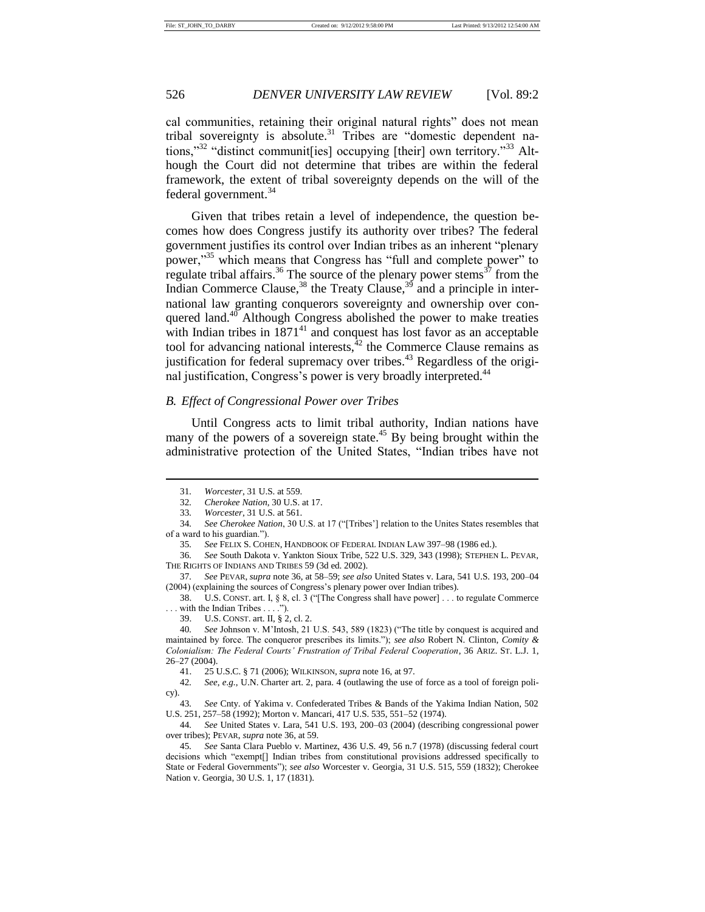cal communities, retaining their original natural rights" does not mean tribal sovereignty is absolute.[31] Tribes are "domestic dependent nations,"[32] "distinct communit[ies] occupying [their] own territory."[33] Although the Court did not determine that tribes are within the federal framework, the extent of tribal sovereignty depends on the will of the federal government.[34]

Given that tribes retain a level of independence, the question becomes how does Congress justify its authority over tribes? The federal government justifies its control over Indian tribes as an inherent "plenary power,"[35] which means that Congress has "full and complete power" to regulate tribal affairs.[36] The source of the plenary power stems[37] from the Indian Commerce Clause,[38] the Treaty Clause,[39] and a principle in international law granting conquerors sovereignty and ownership over conquered land.[40] Although Congress abolished the power to make treaties with Indian tribes in 1871[41] and conquest has lost favor as an acceptable tool for advancing national interests,[42] the Commerce Clause remains as justification for federal supremacy over tribes.[43] Regardless of the original justification, Congress's power is very broadly interpreted.[44]

### *B. Effect of Congressional Power over Tribes*

Until Congress acts to limit tribal authority, Indian nations have many of the powers of a sovereign state.[45] By being brought within the administrative protection of the United States, "Indian tribes have not

---

31. *Worcester*, 31 U.S. at 559.

32. *Cherokee Nation*, 30 U.S. at 17.

33. *Worcester*, 31 U.S. at 561.

34. *See Cherokee Nation*, 30 U.S. at 17 ("[Tribes'] relation to the Unites States resembles that of a ward to his guardian.").

35. *See* FELIX S. COHEN, HANDBOOK OF FEDERAL INDIAN LAW 397–98 (1986 ed.).

36. *See* South Dakota v. Yankton Sioux Tribe, 522 U.S. 329, 343 (1998); STEPHEN L. PEVAR, THE RIGHTS OF INDIANS AND TRIBES 59 (3d ed. 2002).

37. *See* PEVAR, *supra* note 36, at 58–59; *see also* United States v. Lara, 541 U.S. 193, 200–04 (2004) (explaining the sources of Congress's plenary power over Indian tribes).

38. U.S. CONST. art. I, § 8, cl. 3 ("[The Congress shall have power] . . . to regulate Commerce . . . with the Indian Tribes . . . .").

39. U.S. CONST. art. II, § 2, cl. 2.

40. *See* Johnson v. M'Intosh, 21 U.S. 543, 589 (1823) ("The title by conquest is acquired and maintained by force. The conqueror prescribes its limits."); *see also* Robert N. Clinton, *Comity & Colonialism: The Federal Courts' Frustration of Tribal Federal Cooperation*, 36 ARIZ. ST. L.J. 1, 26–27 (2004).

41. 25 U.S.C. § 71 (2006); WILKINSON, *supra* note 16, at 97.

42. *See, e.g.*, U.N. Charter art. 2, para. 4 (outlawing the use of force as a tool of foreign policy).

43. *See* Cnty. of Yakima v. Confederated Tribes & Bands of the Yakima Indian Nation, 502 U.S. 251, 257–58 (1992); Morton v. Mancari, 417 U.S. 535, 551–52 (1974).

44. *See* United States v. Lara, 541 U.S. 193, 200–03 (2004) (describing congressional power over tribes); PEVAR, *supra* note 36, at 59.

45. *See* Santa Clara Pueblo v. Martinez, 436 U.S. 49, 56 n.7 (1978) (discussing federal court decisions which "exempt[] Indian tribes from constitutional provisions addressed specifically to State or Federal Governments"); *see also* Worcester v. Georgia, 31 U.S. 515, 559 (1832); Cherokee Nation v. Georgia, 30 U.S. 1, 17 (1831).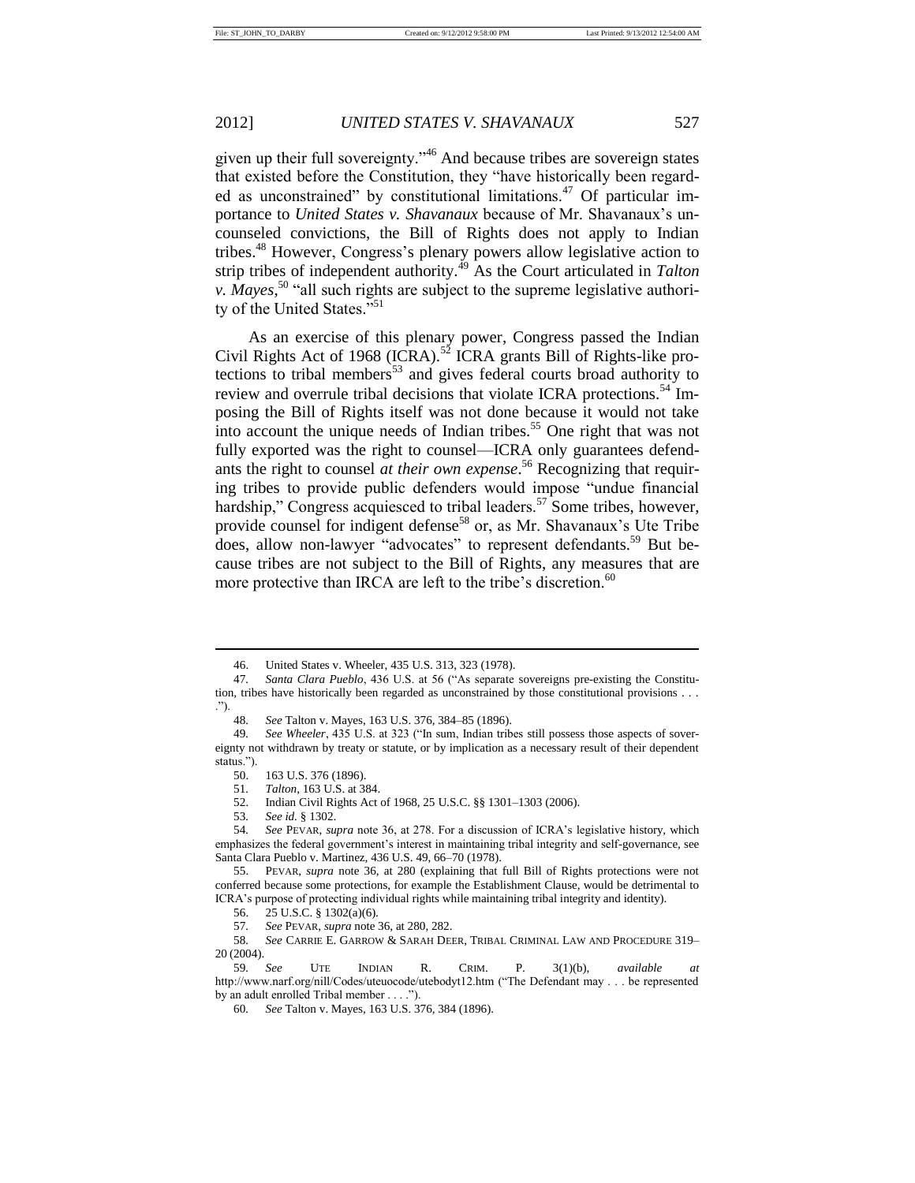given up their full sovereignty."[46] And because tribes are sovereign states that existed before the Constitution, they "have historically been regarded as unconstrained" by constitutional limitations.[47] Of particular importance to *United States v. Shavanaux* because of Mr. Shavanaux's uncounseled convictions, the Bill of Rights does not apply to Indian tribes.[48] However, Congress's plenary powers allow legislative action to strip tribes of independent authority.[49] As the Court articulated in *Talton v. Mayes*,[50] "all such rights are subject to the supreme legislative authority of the United States."[51]

As an exercise of this plenary power, Congress passed the Indian Civil Rights Act of 1968 (ICRA).[52] ICRA grants Bill of Rights-like protections to tribal members[53] and gives federal courts broad authority to review and overrule tribal decisions that violate ICRA protections.[54] Imposing the Bill of Rights itself was not done because it would not take into account the unique needs of Indian tribes.[55] One right that was not fully exported was the right to counsel—ICRA only guarantees defendants the right to counsel *at their own expense*.[56] Recognizing that requiring tribes to provide public defenders would impose "undue financial hardship," Congress acquiesced to tribal leaders.[57] Some tribes, however, provide counsel for indigent defense[58] or, as Mr. Shavanaux's Ute Tribe does, allow non-lawyer "advocates" to represent defendants.[59] But because tribes are not subject to the Bill of Rights, any measures that are more protective than IRCA are left to the tribe's discretion.[60]

---

46. United States v. Wheeler, 435 U.S. 313, 323 (1978).

47. *Santa Clara Pueblo*, 436 U.S. at 56 ("As separate sovereigns pre-existing the Constitution, tribes have historically been regarded as unconstrained by those constitutional provisions . . . .").

48. *See* Talton v. Mayes, 163 U.S. 376, 384–85 (1896).

49. *See Wheeler*, 435 U.S. at 323 ("In sum, Indian tribes still possess those aspects of sovereignty not withdrawn by treaty or statute, or by implication as a necessary result of their dependent status.").

50. 163 U.S. 376 (1896).

51. *Talton*, 163 U.S. at 384.

52. Indian Civil Rights Act of 1968, 25 U.S.C. §§ 1301–1303 (2006).

53. *See id.* § 1302.

54. *See* PEVAR, *supra* note 36, at 278. For a discussion of ICRA's legislative history, which emphasizes the federal government's interest in maintaining tribal integrity and self-governance, see Santa Clara Pueblo v. Martinez, 436 U.S. 49, 66–70 (1978).

55. PEVAR, *supra* note 36, at 280 (explaining that full Bill of Rights protections were not conferred because some protections, for example the Establishment Clause, would be detrimental to ICRA's purpose of protecting individual rights while maintaining tribal integrity and identity).

56. 25 U.S.C. § 1302(a)(6).

57. *See* PEVAR, *supra* note 36, at 280, 282.

58. *See* CARRIE E. GARROW & SARAH DEER, TRIBAL CRIMINAL LAW AND PROCEDURE 319–20 (2004).

59. *See* UTE INDIAN R. CRIM. P. 3(1)(b), *available at* http://www.narf.org/nill/Codes/uteuocode/utebodyt12.htm ("The Defendant may . . . be represented by an adult enrolled Tribal member . . . .").

60. *See* Talton v. Mayes, 163 U.S. 376, 384 (1896).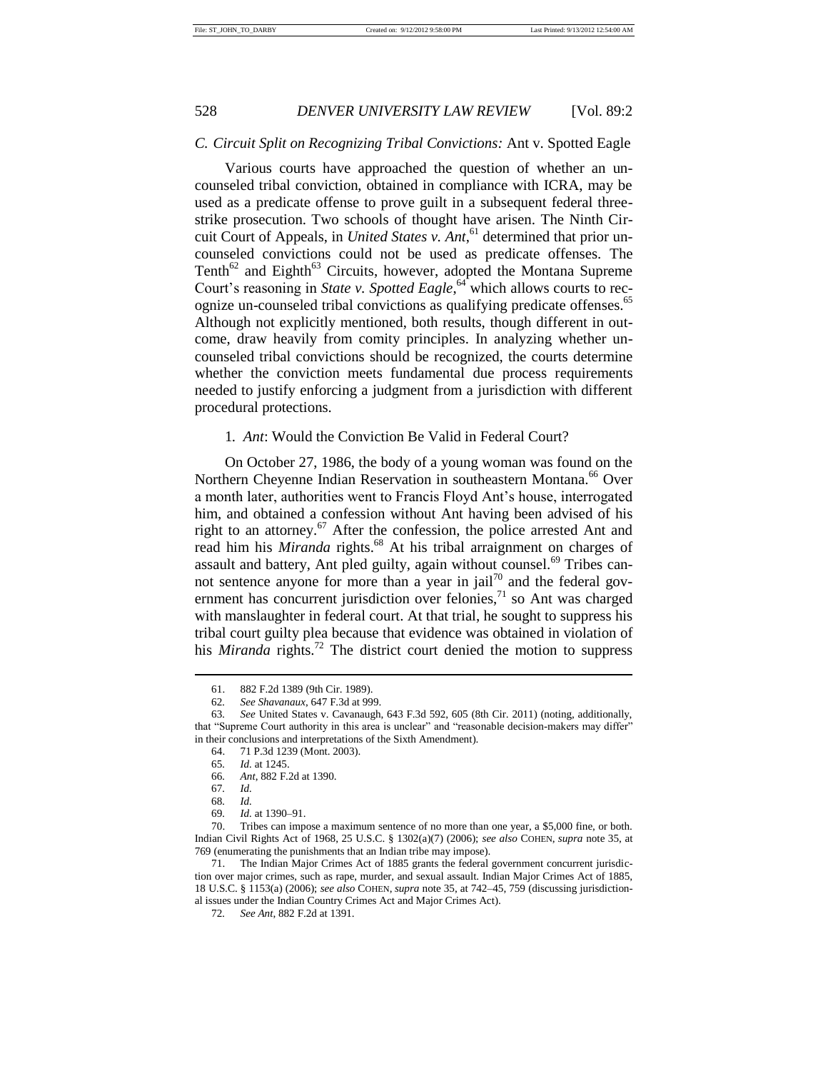### *C. Circuit Split on Recognizing Tribal Convictions:* Ant v. Spotted Eagle

Various courts have approached the question of whether an un-counseled tribal conviction, obtained in compliance with ICRA, may be used as a predicate offense to prove guilt in a subsequent federal three-strike prosecution. Two schools of thought have arisen. The Ninth Circuit Court of Appeals, in *United States v. Ant*,[61] determined that prior un-counseled convictions could not be used as predicate offenses. The Tenth[62] and Eighth[63] Circuits, however, adopted the Montana Supreme Court's reasoning in *State v. Spotted Eagle*,[64] which allows courts to recognize un-counseled tribal convictions as qualifying predicate offenses.[65] Although not explicitly mentioned, both results, though different in outcome, draw heavily from comity principles. In analyzing whether un-counseled tribal convictions should be recognized, the courts determine whether the conviction meets fundamental due process requirements needed to justify enforcing a judgment from a jurisdiction with different procedural protections.

#### 1. *Ant*: Would the Conviction Be Valid in Federal Court?

On October 27, 1986, the body of a young woman was found on the Northern Cheyenne Indian Reservation in southeastern Montana.[66] Over a month later, authorities went to Francis Floyd Ant's house, interrogated him, and obtained a confession without Ant having been advised of his right to an attorney.[67] After the confession, the police arrested Ant and read him his *Miranda* rights.[68] At his tribal arraignment on charges of assault and battery, Ant pled guilty, again without counsel.[69] Tribes cannot sentence anyone for more than a year in jail[70] and the federal government has concurrent jurisdiction over felonies,[71] so Ant was charged with manslaughter in federal court. At that trial, he sought to suppress his tribal court guilty plea because that evidence was obtained in violation of his *Miranda* rights.[72] The district court denied the motion to suppress

---

61. 882 F.2d 1389 (9th Cir. 1989).

62. *See Shavanaux*, 647 F.3d at 999.

63. *See* United States v. Cavanaugh, 643 F.3d 592, 605 (8th Cir. 2011) (noting, additionally, that "Supreme Court authority in this area is unclear" and "reasonable decision-makers may differ" in their conclusions and interpretations of the Sixth Amendment).

64. 71 P.3d 1239 (Mont. 2003).

65. *Id.* at 1245.

66. *Ant*, 882 F.2d at 1390.

67. *Id.*

68. *Id.*

69. *Id.* at 1390–91.

70. Tribes can impose a maximum sentence of no more than one year, a $5,000 fine, or both. Indian Civil Rights Act of 1968, 25 U.S.C. § 1302(a)(7) (2006); *see also* COHEN, *supra* note 35, at 769 (enumerating the punishments that an Indian tribe may impose).

71. The Indian Major Crimes Act of 1885 grants the federal government concurrent jurisdiction over major crimes, such as rape, murder, and sexual assault. Indian Major Crimes Act of 1885, 18 U.S.C. § 1153(a) (2006); *see also* COHEN, *supra* note 35, at 742–45, 759 (discussing jurisdictional issues under the Indian Country Crimes Act and Major Crimes Act).

72. *See Ant*, 882 F.2d at 1391.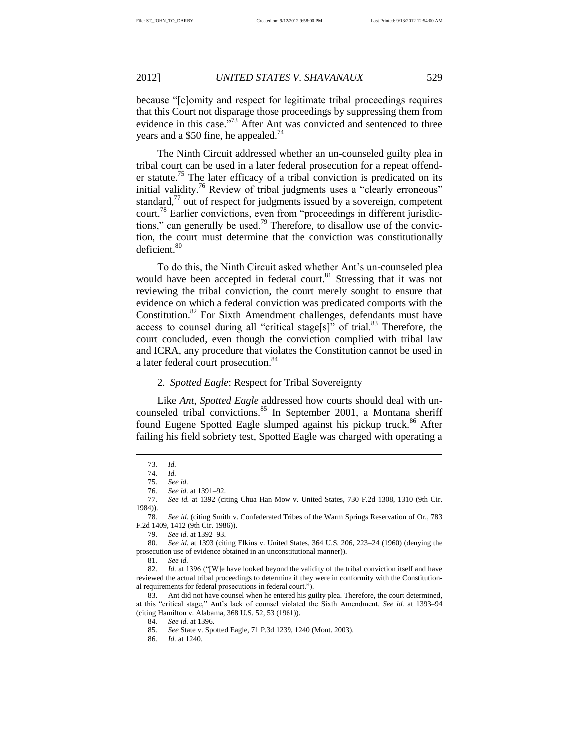because "[c]omity and respect for legitimate tribal proceedings requires that this Court not disparage those proceedings by suppressing them from evidence in this case."[73] After Ant was convicted and sentenced to three years and a $50 fine, he appealed.[74]

The Ninth Circuit addressed whether an un-counseled guilty plea in tribal court can be used in a later federal prosecution for a repeat offender statute.[75] The later efficacy of a tribal conviction is predicated on its initial validity.[76] Review of tribal judgments uses a "clearly erroneous" standard,[77] out of respect for judgments issued by a sovereign, competent court.[78] Earlier convictions, even from "proceedings in different jurisdictions," can generally be used.[79] Therefore, to disallow use of the conviction, the court must determine that the conviction was constitutionally deficient.[80]

To do this, the Ninth Circuit asked whether Ant's un-counseled plea would have been accepted in federal court.[81] Stressing that it was not reviewing the tribal conviction, the court merely sought to ensure that evidence on which a federal conviction was predicated comports with the Constitution.[82] For Sixth Amendment challenges, defendants must have access to counsel during all "critical stage[s]" of trial.[83] Therefore, the court concluded, even though the conviction complied with tribal law and ICRA, any procedure that violates the Constitution cannot be used in a later federal court prosecution.[84]

### 2. *Spotted Eagle*: Respect for Tribal Sovereignty

Like *Ant*, *Spotted Eagle* addressed how courts should deal with un-counseled tribal convictions.[85] In September 2001, a Montana sheriff found Eugene Spotted Eagle slumped against his pickup truck.[86] After failing his field sobriety test, Spotted Eagle was charged with operating a

---

73. *Id.*

74. *Id.*

75. *See id.*

76. *See id.* at 1391–92.

77. *See id.* at 1392 (citing Chua Han Mow v. United States, 730 F.2d 1308, 1310 (9th Cir. 1984)).

78. *See id.* (citing Smith v. Confederated Tribes of the Warm Springs Reservation of Or., 783 F.2d 1409, 1412 (9th Cir. 1986)).

79. *See id.* at 1392–93.

80. *See id.* at 1393 (citing Elkins v. United States, 364 U.S. 206, 223–24 (1960) (denying the prosecution use of evidence obtained in an unconstitutional manner)).

81. *See id.*

82. *Id.* at 1396 ("[W]e have looked beyond the validity of the tribal conviction itself and have reviewed the actual tribal proceedings to determine if they were in conformity with the Constitutional requirements for federal prosecutions in federal court.").

83. Ant did not have counsel when he entered his guilty plea. Therefore, the court determined, at this "critical stage," Ant's lack of counsel violated the Sixth Amendment. *See id.* at 1393–94 (citing Hamilton v. Alabama, 368 U.S. 52, 53 (1961)).

84. *See id.* at 1396.

85. *See* State v. Spotted Eagle, 71 P.3d 1239, 1240 (Mont. 2003).

86. *Id.* at 1240.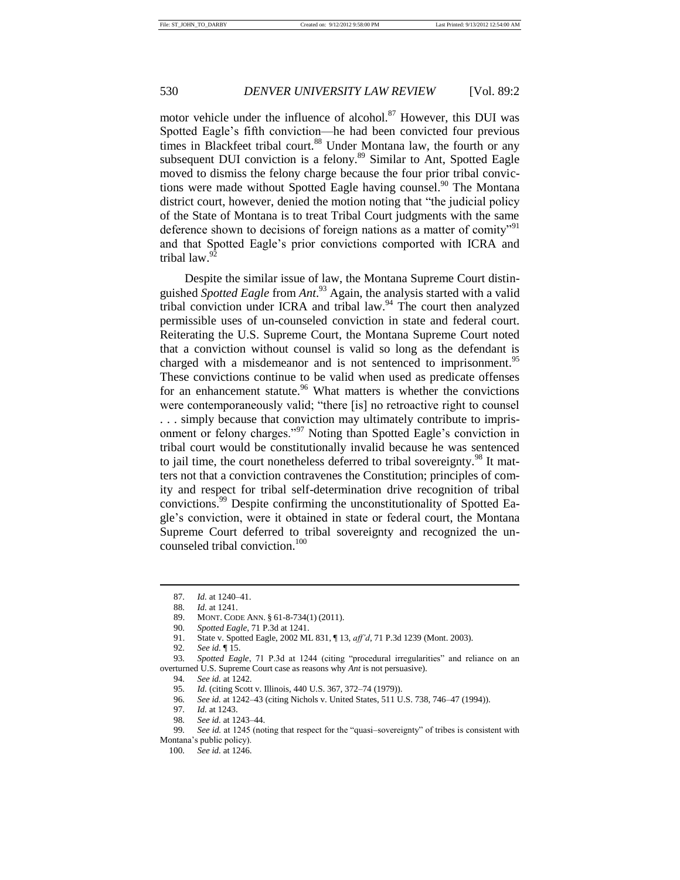motor vehicle under the influence of alcohol.[87] However, this DUI was Spotted Eagle's fifth conviction—he had been convicted four previous times in Blackfeet tribal court.[88] Under Montana law, the fourth or any subsequent DUI conviction is a felony.[89] Similar to Ant, Spotted Eagle moved to dismiss the felony charge because the four prior tribal convictions were made without Spotted Eagle having counsel.[90] The Montana district court, however, denied the motion noting that "the judicial policy of the State of Montana is to treat Tribal Court judgments with the same deference shown to decisions of foreign nations as a matter of comity"[91] and that Spotted Eagle's prior convictions comported with ICRA and tribal law.[92]

Despite the similar issue of law, the Montana Supreme Court distinguished *Spotted Eagle* from *Ant*.[93] Again, the analysis started with a valid tribal conviction under ICRA and tribal law.[94] The court then analyzed permissible uses of un-counseled conviction in state and federal court. Reiterating the U.S. Supreme Court, the Montana Supreme Court noted that a conviction without counsel is valid so long as the defendant is charged with a misdemeanor and is not sentenced to imprisonment.[95] These convictions continue to be valid when used as predicate offenses for an enhancement statute.[96] What matters is whether the convictions were contemporaneously valid; "there [is] no retroactive right to counsel . . . simply because that conviction may ultimately contribute to imprisonment or felony charges."[97] Noting than Spotted Eagle's conviction in tribal court would be constitutionally invalid because he was sentenced to jail time, the court nonetheless deferred to tribal sovereignty.[98] It matters not that a conviction contravenes the Constitution; principles of comity and respect for tribal self-determination drive recognition of tribal convictions.[99] Despite confirming the unconstitutionality of Spotted Eagle's conviction, were it obtained in state or federal court, the Montana Supreme Court deferred to tribal sovereignty and recognized the un-counseled tribal conviction.[100]

---

87. *Id.* at 1240–41.
88. *Id.* at 1241.
89. MONT. CODE ANN. § 61-8-734(1) (2011).
90. *Spotted Eagle*, 71 P.3d at 1241.
91. State v. Spotted Eagle, 2002 ML 831, ¶ 13, *aff'd*, 71 P.3d 1239 (Mont. 2003).
92. *See id.* ¶ 15.
93. *Spotted Eagle*, 71 P.3d at 1244 (citing "procedural irregularities" and reliance on an overturned U.S. Supreme Court case as reasons why *Ant* is not persuasive).
94. *See id.* at 1242.
95. *Id.* (citing Scott v. Illinois, 440 U.S. 367, 372–74 (1979)).
96. *See id.* at 1242–43 (citing Nichols v. United States, 511 U.S. 738, 746–47 (1994)).
97. *Id.* at 1243.
98. *See id.* at 1243–44.
99. *See id.* at 1245 (noting that respect for the "quasi–sovereignty" of tribes is consistent with Montana's public policy).
100. *See id.* at 1246.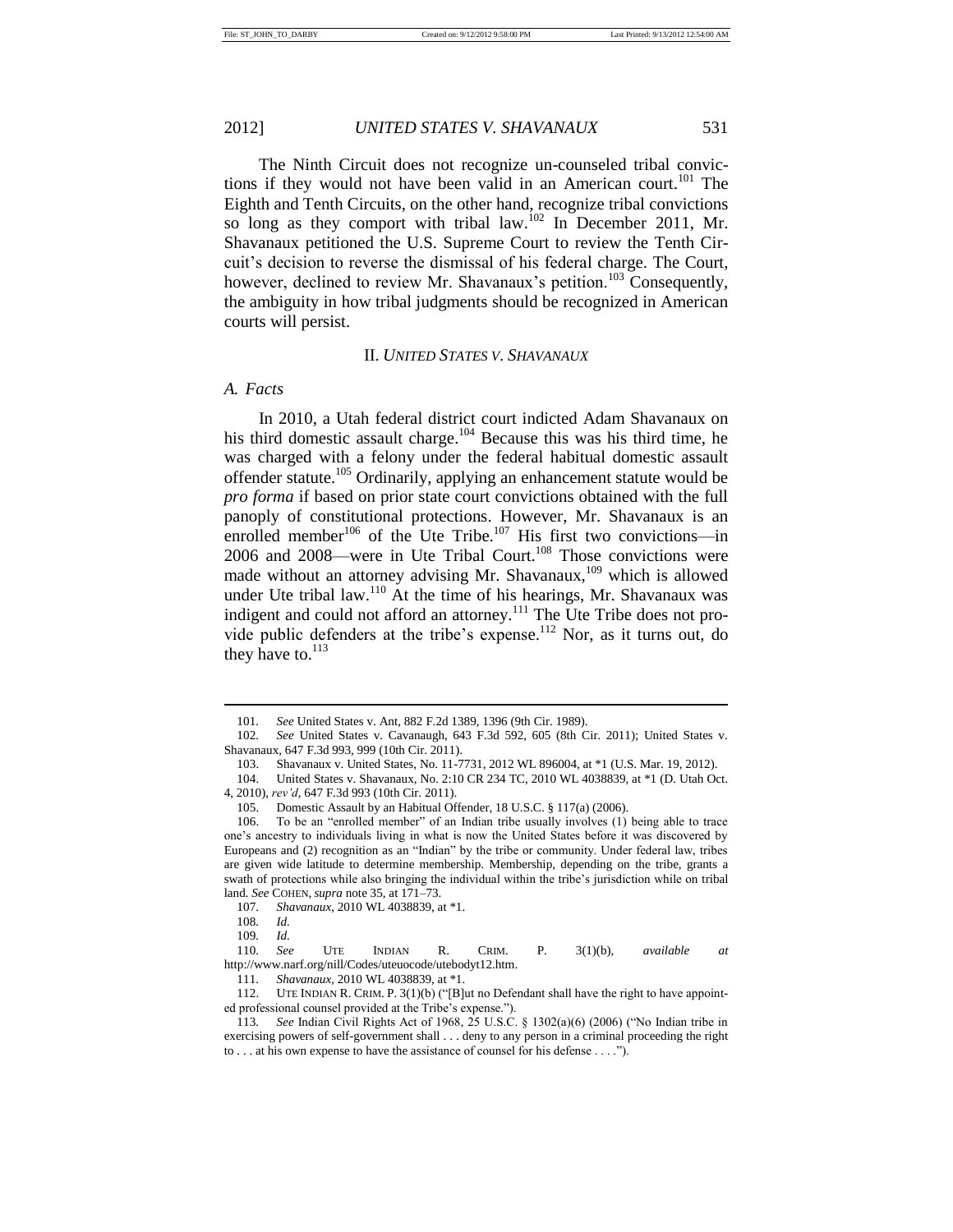The Ninth Circuit does not recognize un-counseled tribal convictions if they would not have been valid in an American court.[101] The Eighth and Tenth Circuits, on the other hand, recognize tribal convictions so long as they comport with tribal law.[102] In December 2011, Mr. Shavanaux petitioned the U.S. Supreme Court to review the Tenth Circuit's decision to reverse the dismissal of his federal charge. The Court, however, declined to review Mr. Shavanaux's petition.[103] Consequently, the ambiguity in how tribal judgments should be recognized in American courts will persist.

## II. *UNITED STATES V. SHAVANAUX*

### *A. Facts*

In 2010, a Utah federal district court indicted Adam Shavanaux on his third domestic assault charge.[104] Because this was his third time, he was charged with a felony under the federal habitual domestic assault offender statute.[105] Ordinarily, applying an enhancement statute would be *pro forma* if based on prior state court convictions obtained with the full panoply of constitutional protections. However, Mr. Shavanaux is an enrolled member[106] of the Ute Tribe.[107] His first two convictions—in 2006 and 2008—were in Ute Tribal Court.[108] Those convictions were made without an attorney advising Mr. Shavanaux,[109] which is allowed under Ute tribal law.[110] At the time of his hearings, Mr. Shavanaux was indigent and could not afford an attorney.[111] The Ute Tribe does not provide public defenders at the tribe's expense.[112] Nor, as it turns out, do they have to.[113]

---

101. *See* United States v. Ant, 882 F.2d 1389, 1396 (9th Cir. 1989).

102. *See* United States v. Cavanaugh, 643 F.3d 592, 605 (8th Cir. 2011); United States v. Shavanaux, 647 F.3d 993, 999 (10th Cir. 2011).

103. Shavanaux v. United States, No. 11-7731, 2012 WL 896004, at *1 (U.S. Mar. 19, 2012).

104. United States v. Shavanaux, No. 2:10 CR 234 TC, 2010 WL 4038839, at *1 (D. Utah Oct. 4, 2010), *rev'd*, 647 F.3d 993 (10th Cir. 2011).

105. Domestic Assault by an Habitual Offender, 18 U.S.C. § 117(a) (2006).

106. To be an "enrolled member" of an Indian tribe usually involves (1) being able to trace one's ancestry to individuals living in what is now the United States before it was discovered by Europeans and (2) recognition as an "Indian" by the tribe or community. Under federal law, tribes are given wide latitude to determine membership. Membership, depending on the tribe, grants a swath of protections while also bringing the individual within the tribe's jurisdiction while on tribal land. *See* COHEN, *supra* note 35, at 171–73.

107. *Shavanaux*, 2010 WL 4038839, at *1.

108. *Id.*

109. *Id.*

110. *See* UTE INDIAN R. CRIM. P. 3(1)(b), *available at* http://www.narf.org/nill/Codes/uteuocode/utebodyt12.htm.

111. *Shavanaux*, 2010 WL 4038839, at *1.

112. UTE INDIAN R. CRIM. P. 3(1)(b) ("[B]ut no Defendant shall have the right to have appointed professional counsel provided at the Tribe's expense.").

113. *See* Indian Civil Rights Act of 1968, 25 U.S.C. § 1302(a)(6) (2006) ("No Indian tribe in exercising powers of self-government shall . . . deny to any person in a criminal proceeding the right to . . . at his own expense to have the assistance of counsel for his defense . . . .").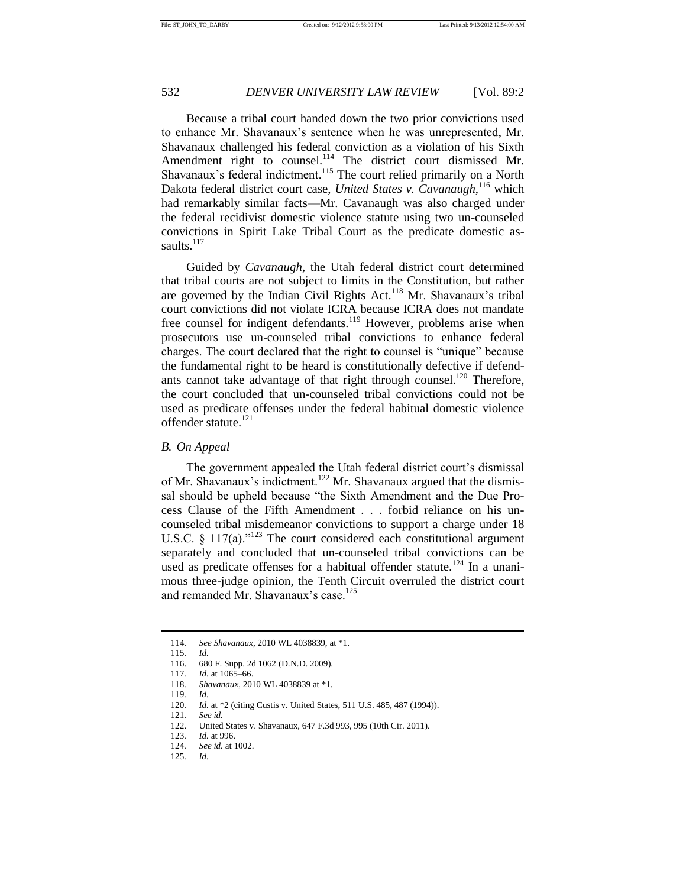Because a tribal court handed down the two prior convictions used to enhance Mr. Shavanaux's sentence when he was unrepresented, Mr. Shavanaux challenged his federal conviction as a violation of his Sixth Amendment right to counsel.[114] The district court dismissed Mr. Shavanaux's federal indictment.[115] The court relied primarily on a North Dakota federal district court case, *United States v. Cavanaugh*,[116] which had remarkably similar facts—Mr. Cavanaugh was also charged under the federal recidivist domestic violence statute using two un-counseled convictions in Spirit Lake Tribal Court as the predicate domestic assaults.[117]

Guided by *Cavanaugh*, the Utah federal district court determined that tribal courts are not subject to limits in the Constitution, but rather are governed by the Indian Civil Rights Act.[118] Mr. Shavanaux's tribal court convictions did not violate ICRA because ICRA does not mandate free counsel for indigent defendants.[119] However, problems arise when prosecutors use un-counseled tribal convictions to enhance federal charges. The court declared that the right to counsel is "unique" because the fundamental right to be heard is constitutionally defective if defendants cannot take advantage of that right through counsel.[120] Therefore, the court concluded that un-counseled tribal convictions could not be used as predicate offenses under the federal habitual domestic violence offender statute.[121]

### *B. On Appeal*

The government appealed the Utah federal district court's dismissal of Mr. Shavanaux's indictment.[122] Mr. Shavanaux argued that the dismissal should be upheld because "the Sixth Amendment and the Due Process Clause of the Fifth Amendment . . . forbid reliance on his un-counseled tribal misdemeanor convictions to support a charge under 18 U.S.C. § 117(a)."[123] The court considered each constitutional argument separately and concluded that un-counseled tribal convictions can be used as predicate offenses for a habitual offender statute.[124] In a unanimous three-judge opinion, the Tenth Circuit overruled the district court and remanded Mr. Shavanaux's case.[125]

---

114. *See Shavanaux*, 2010 WL 4038839, at *1.
115. *Id.*
116. 680 F. Supp. 2d 1062 (D.N.D. 2009).
117. *Id.* at 1065–66.
118. *Shavanaux*, 2010 WL 4038839 at *1.
119. *Id.*
120. *Id.* at *2 (citing Custis v. United States, 511 U.S. 485, 487 (1994)).
121. *See id.*
122. United States v. Shavanaux, 647 F.3d 993, 995 (10th Cir. 2011).
123. *Id.* at 996.
124. *See id.* at 1002.
125. *Id.*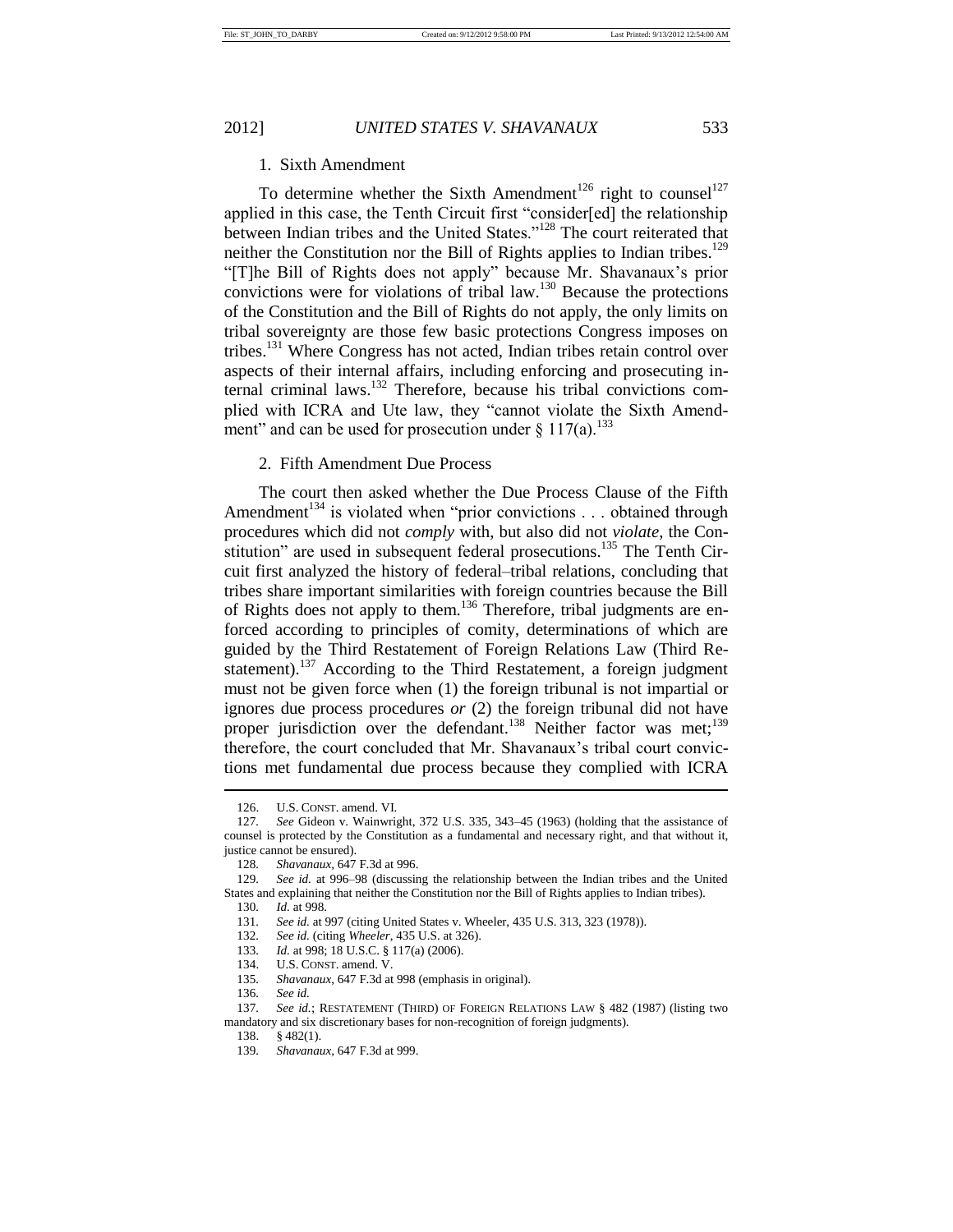### 1. Sixth Amendment

To determine whether the Sixth Amendment[126] right to counsel[127] applied in this case, the Tenth Circuit first "consider[ed] the relationship between Indian tribes and the United States."[128] The court reiterated that neither the Constitution nor the Bill of Rights applies to Indian tribes.[129] "[T]he Bill of Rights does not apply" because Mr. Shavanaux's prior convictions were for violations of tribal law.[130] Because the protections of the Constitution and the Bill of Rights do not apply, the only limits on tribal sovereignty are those few basic protections Congress imposes on tribes.[131] Where Congress has not acted, Indian tribes retain control over aspects of their internal affairs, including enforcing and prosecuting internal criminal laws.[132] Therefore, because his tribal convictions complied with ICRA and Ute law, they "cannot violate the Sixth Amendment" and can be used for prosecution under § 117(a).[133]

### 2. Fifth Amendment Due Process

The court then asked whether the Due Process Clause of the Fifth Amendment[134] is violated when "prior convictions . . . obtained through procedures which did not *comply* with, but also did not *violate*, the Constitution" are used in subsequent federal prosecutions.[135] The Tenth Circuit first analyzed the history of federal–tribal relations, concluding that tribes share important similarities with foreign countries because the Bill of Rights does not apply to them.[136] Therefore, tribal judgments are enforced according to principles of comity, determinations of which are guided by the Third Restatement of Foreign Relations Law (Third Restatement).[137] According to the Third Restatement, a foreign judgment must not be given force when (1) the foreign tribunal is not impartial or ignores due process procedures *or* (2) the foreign tribunal did not have proper jurisdiction over the defendant.[138] Neither factor was met;[139] therefore, the court concluded that Mr. Shavanaux's tribal court convictions met fundamental due process because they complied with ICRA

---

126. U.S. CONST. amend. VI.

127. *See* Gideon v. Wainwright, 372 U.S. 335, 343–45 (1963) (holding that the assistance of counsel is protected by the Constitution as a fundamental and necessary right, and that without it, justice cannot be ensured).

128. *Shavanaux*, 647 F.3d at 996.

129. *See id.* at 996–98 (discussing the relationship between the Indian tribes and the United States and explaining that neither the Constitution nor the Bill of Rights applies to Indian tribes).

130. *Id.* at 998.

131. *See id.* at 997 (citing United States v. Wheeler, 435 U.S. 313, 323 (1978)).

132. *See id.* (citing *Wheeler*, 435 U.S. at 326).

133. *Id.* at 998; 18 U.S.C. § 117(a) (2006).

134. U.S. CONST. amend. V.

135. *Shavanaux*, 647 F.3d at 998 (emphasis in original).

136. *See id.*

137. *See id.*; RESTATEMENT (THIRD) OF FOREIGN RELATIONS LAW § 482 (1987) (listing two mandatory and six discretionary bases for non-recognition of foreign judgments).

138. § 482(1).

139. *Shavanaux*, 647 F.3d at 999.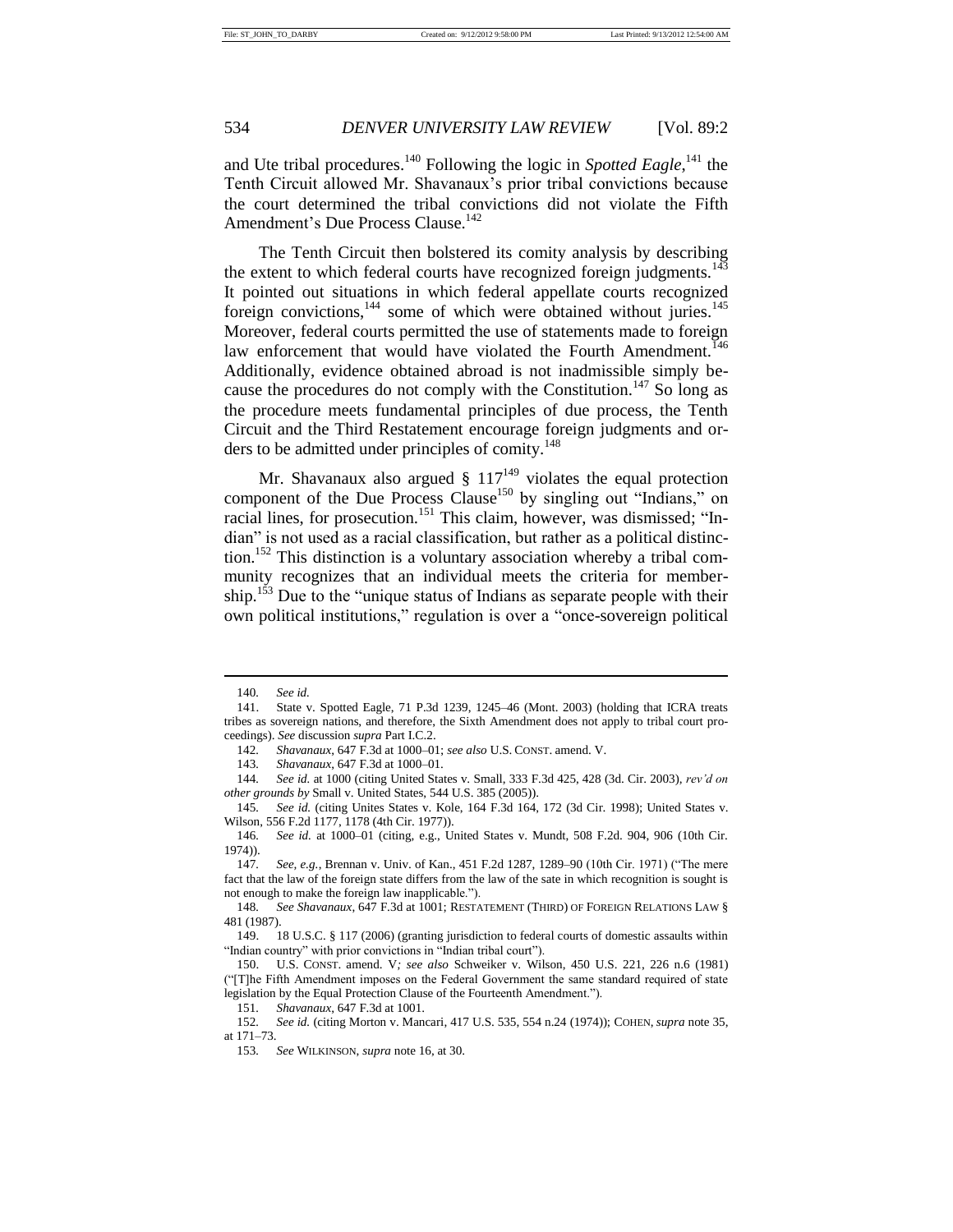and Ute tribal procedures.[140] Following the logic in *Spotted Eagle*,[141] the Tenth Circuit allowed Mr. Shavanaux's prior tribal convictions because the court determined the tribal convictions did not violate the Fifth Amendment's Due Process Clause.[142]

The Tenth Circuit then bolstered its comity analysis by describing the extent to which federal courts have recognized foreign judgments.[143] It pointed out situations in which federal appellate courts recognized foreign convictions,[144] some of which were obtained without juries.[145] Moreover, federal courts permitted the use of statements made to foreign law enforcement that would have violated the Fourth Amendment.[146] Additionally, evidence obtained abroad is not inadmissible simply because the procedures do not comply with the Constitution.[147] So long as the procedure meets fundamental principles of due process, the Tenth Circuit and the Third Restatement encourage foreign judgments and orders to be admitted under principles of comity.[148]

Mr. Shavanaux also argued § 117[149] violates the equal protection component of the Due Process Clause[150] by singling out "Indians," on racial lines, for prosecution.[151] This claim, however, was dismissed; "Indian" is not used as a racial classification, but rather as a political distinction.[152] This distinction is a voluntary association whereby a tribal community recognizes that an individual meets the criteria for membership.[153] Due to the "unique status of Indians as separate people with their own political institutions," regulation is over a "once-sovereign political

---

140. *See id.*

141. State v. Spotted Eagle, 71 P.3d 1239, 1245–46 (Mont. 2003) (holding that ICRA treats tribes as sovereign nations, and therefore, the Sixth Amendment does not apply to tribal court proceedings). *See* discussion *supra* Part I.C.2.

142. *Shavanaux*, 647 F.3d at 1000–01; *see also* U.S. CONST. amend. V.

143. *Shavanaux*, 647 F.3d at 1000–01.

144. *See id.* at 1000 (citing United States v. Small, 333 F.3d 425, 428 (3d. Cir. 2003), *rev'd on other grounds by* Small v. United States, 544 U.S. 385 (2005)).

145. *See id.* (citing Unites States v. Kole, 164 F.3d 164, 172 (3d Cir. 1998); United States v. Wilson, 556 F.2d 1177, 1178 (4th Cir. 1977)).

146. *See id.* at 1000–01 (citing, e.g., United States v. Mundt, 508 F.2d. 904, 906 (10th Cir. 1974)).

147. *See, e.g.*, Brennan v. Univ. of Kan., 451 F.2d 1287, 1289–90 (10th Cir. 1971) ("The mere fact that the law of the foreign state differs from the law of the sate in which recognition is sought is not enough to make the foreign law inapplicable.").

148. *See Shavanaux*, 647 F.3d at 1001; RESTATEMENT (THIRD) OF FOREIGN RELATIONS LAW § 481 (1987).

149. 18 U.S.C. § 117 (2006) (granting jurisdiction to federal courts of domestic assaults within "Indian country" with prior convictions in "Indian tribal court").

150. U.S. CONST. amend. V*; see also* Schweiker v. Wilson, 450 U.S. 221, 226 n.6 (1981) ("[T]he Fifth Amendment imposes on the Federal Government the same standard required of state legislation by the Equal Protection Clause of the Fourteenth Amendment.").

151. *Shavanaux*, 647 F.3d at 1001.

152. *See id.* (citing Morton v. Mancari, 417 U.S. 535, 554 n.24 (1974)); COHEN, *supra* note 35, at 171–73.

153. *See* WILKINSON, *supra* note 16, at 30.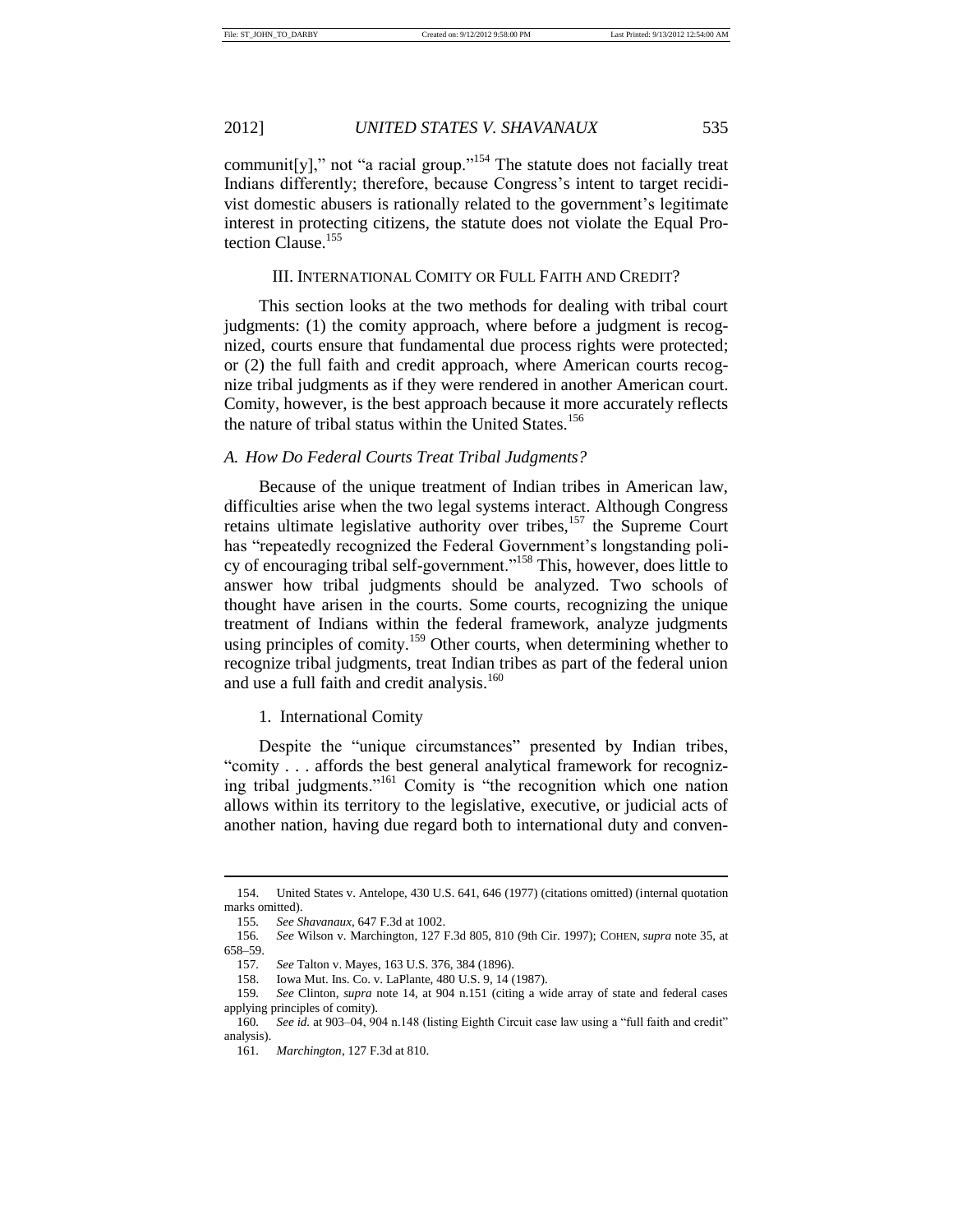communit[y]," not "a racial group."[154] The statute does not facially treat Indians differently; therefore, because Congress's intent to target recidivist domestic abusers is rationally related to the government's legitimate interest in protecting citizens, the statute does not violate the Equal Protection Clause.[155]

## III. International Comity or Full Faith and Credit?

This section looks at the two methods for dealing with tribal court judgments: (1) the comity approach, where before a judgment is recognized, courts ensure that fundamental due process rights were protected; or (2) the full faith and credit approach, where American courts recognize tribal judgments as if they were rendered in another American court. Comity, however, is the best approach because it more accurately reflects the nature of tribal status within the United States.[156]

### *A. How Do Federal Courts Treat Tribal Judgments?*

Because of the unique treatment of Indian tribes in American law, difficulties arise when the two legal systems interact. Although Congress retains ultimate legislative authority over tribes,[157] the Supreme Court has "repeatedly recognized the Federal Government's longstanding policy of encouraging tribal self-government."[158] This, however, does little to answer how tribal judgments should be analyzed. Two schools of thought have arisen in the courts. Some courts, recognizing the unique treatment of Indians within the federal framework, analyze judgments using principles of comity.[159] Other courts, when determining whether to recognize tribal judgments, treat Indian tribes as part of the federal union and use a full faith and credit analysis.[160]

#### 1. International Comity

Despite the "unique circumstances" presented by Indian tribes, "comity . . . affords the best general analytical framework for recognizing tribal judgments."[161] Comity is "the recognition which one nation allows within its territory to the legislative, executive, or judicial acts of another nation, having due regard both to international duty and conven-

---

154. United States v. Antelope, 430 U.S. 641, 646 (1977) (citations omitted) (internal quotation marks omitted).

155. *See Shavanaux*, 647 F.3d at 1002.

156. *See* Wilson v. Marchington, 127 F.3d 805, 810 (9th Cir. 1997); COHEN, *supra* note 35, at 658–59.

157. *See* Talton v. Mayes, 163 U.S. 376, 384 (1896).

158. Iowa Mut. Ins. Co. v. LaPlante, 480 U.S. 9, 14 (1987).

159. *See* Clinton, *supra* note 14, at 904 n.151 (citing a wide array of state and federal cases applying principles of comity).

160. *See id.* at 903–04, 904 n.148 (listing Eighth Circuit case law using a "full faith and credit" analysis).

161. *Marchington*, 127 F.3d at 810.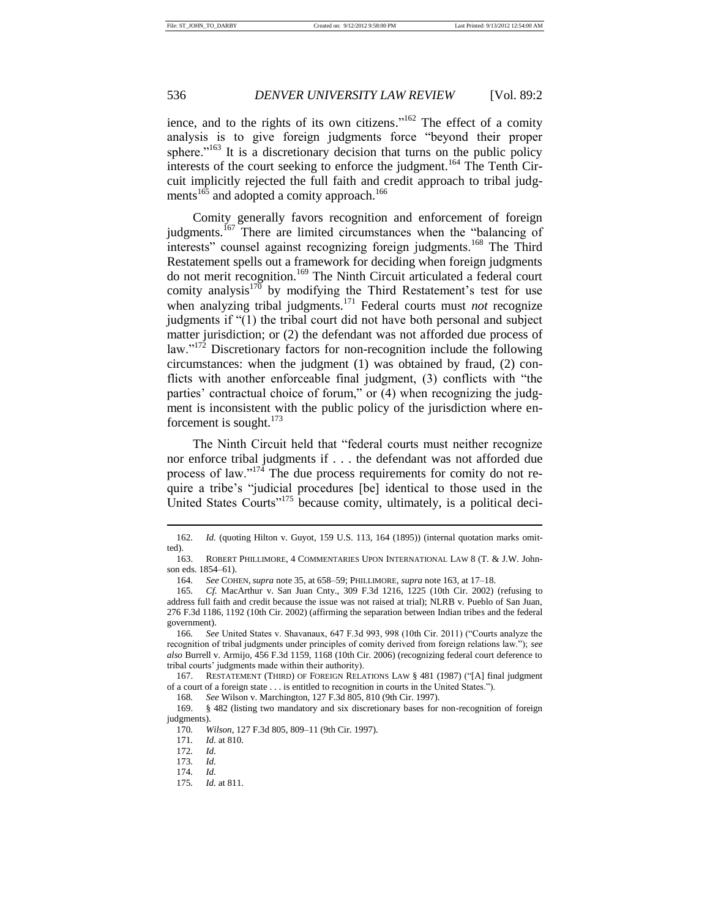ience, and to the rights of its own citizens."[162] The effect of a comity analysis is to give foreign judgments force "beyond their proper sphere."[163] It is a discretionary decision that turns on the public policy interests of the court seeking to enforce the judgment.[164] The Tenth Circuit implicitly rejected the full faith and credit approach to tribal judgments[165] and adopted a comity approach.[166]

Comity generally favors recognition and enforcement of foreign judgments.[167] There are limited circumstances when the "balancing of interests" counsel against recognizing foreign judgments.[168] The Third Restatement spells out a framework for deciding when foreign judgments do not merit recognition.[169] The Ninth Circuit articulated a federal court comity analysis[170] by modifying the Third Restatement's test for use when analyzing tribal judgments.[171] Federal courts must *not* recognize judgments if "(1) the tribal court did not have both personal and subject matter jurisdiction; or (2) the defendant was not afforded due process of law."[172] Discretionary factors for non-recognition include the following circumstances: when the judgment (1) was obtained by fraud, (2) conflicts with another enforceable final judgment, (3) conflicts with "the parties' contractual choice of forum," or (4) when recognizing the judgment is inconsistent with the public policy of the jurisdiction where enforcement is sought.[173]

The Ninth Circuit held that "federal courts must neither recognize nor enforce tribal judgments if . . . the defendant was not afforded due process of law."[174] The due process requirements for comity do not require a tribe's "judicial procedures [be] identical to those used in the United States Courts"[175] because comity, ultimately, is a political deci-

---

162. *Id.* (quoting Hilton v. Guyot, 159 U.S. 113, 164 (1895)) (internal quotation marks omitted).

163. ROBERT PHILLIMORE, 4 COMMENTARIES UPON INTERNATIONAL LAW 8 (T. & J.W. Johnson eds. 1854–61).

164. *See* COHEN, *supra* note 35, at 658–59; PHILLIMORE, *supra* note 163, at 17–18.

165. *Cf.* MacArthur v. San Juan Cnty., 309 F.3d 1216, 1225 (10th Cir. 2002) (refusing to address full faith and credit because the issue was not raised at trial); NLRB v. Pueblo of San Juan, 276 F.3d 1186, 1192 (10th Cir. 2002) (affirming the separation between Indian tribes and the federal government).

166. *See* United States v. Shavanaux, 647 F.3d 993, 998 (10th Cir. 2011) ("Courts analyze the recognition of tribal judgments under principles of comity derived from foreign relations law."); *see also* Burrell v. Armijo, 456 F.3d 1159, 1168 (10th Cir. 2006) (recognizing federal court deference to tribal courts' judgments made within their authority).

167. RESTATEMENT (THIRD) OF FOREIGN RELATIONS LAW § 481 (1987) ("[A] final judgment of a court of a foreign state . . . is entitled to recognition in courts in the United States.").

168. *See* Wilson v. Marchington, 127 F.3d 805, 810 (9th Cir. 1997).

169. § 482 (listing two mandatory and six discretionary bases for non-recognition of foreign judgments).

170. *Wilson*, 127 F.3d 805, 809–11 (9th Cir. 1997).

171. *Id.* at 810.

172. *Id.*

173. *Id.*

174. *Id.*

175. *Id.* at 811.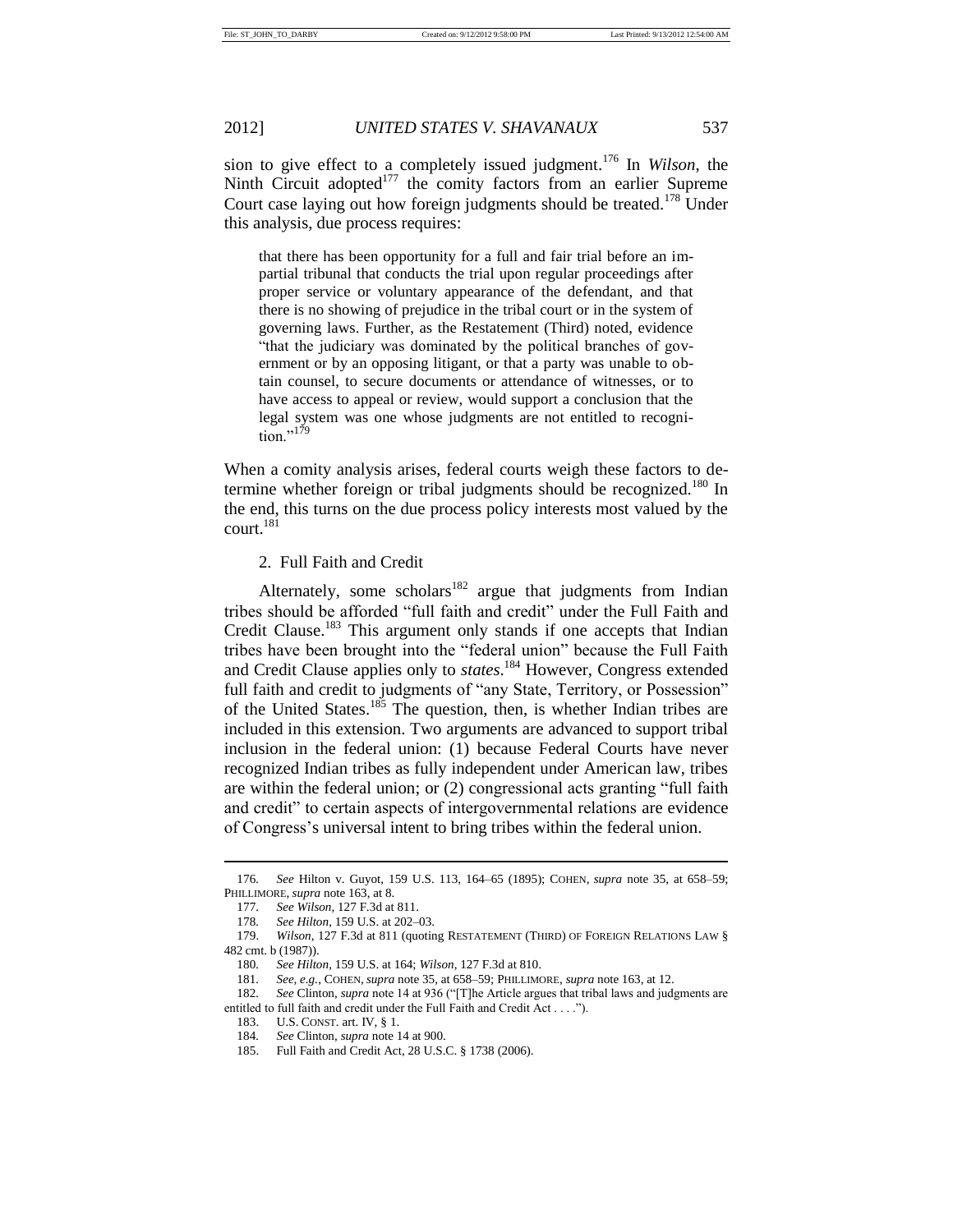sion to give effect to a completely issued judgment.[176] In *Wilson*, the Ninth Circuit adopted[177] the comity factors from an earlier Supreme Court case laying out how foreign judgments should be treated.[178] Under this analysis, due process requires:

> that there has been opportunity for a full and fair trial before an impartial tribunal that conducts the trial upon regular proceedings after proper service or voluntary appearance of the defendant, and that there is no showing of prejudice in the tribal court or in the system of governing laws. Further, as the Restatement (Third) noted, evidence "that the judiciary was dominated by the political branches of government or by an opposing litigant, or that a party was unable to obtain counsel, to secure documents or attendance of witnesses, or to have access to appeal or review, would support a conclusion that the legal system was one whose judgments are not entitled to recognition."[179]

When a comity analysis arises, federal courts weigh these factors to determine whether foreign or tribal judgments should be recognized.[180] In the end, this turns on the due process policy interests most valued by the court.[181]

### 2. Full Faith and Credit

Alternately, some scholars[182] argue that judgments from Indian tribes should be afforded "full faith and credit" under the Full Faith and Credit Clause.[183] This argument only stands if one accepts that Indian tribes have been brought into the "federal union" because the Full Faith and Credit Clause applies only to *states*.[184] However, Congress extended full faith and credit to judgments of "any State, Territory, or Possession" of the United States.[185] The question, then, is whether Indian tribes are included in this extension. Two arguments are advanced to support tribal inclusion in the federal union: (1) because Federal Courts have never recognized Indian tribes as fully independent under American law, tribes are within the federal union; or (2) congressional acts granting "full faith and credit" to certain aspects of intergovernmental relations are evidence of Congress's universal intent to bring tribes within the federal union.

---

176. *See* Hilton v. Guyot, 159 U.S. 113, 164–65 (1895); COHEN, *supra* note 35, at 658–59; PHILLIMORE, *supra* note 163, at 8.

177. *See Wilson*, 127 F.3d at 811.

178. *See Hilton*, 159 U.S. at 202–03.

179. *Wilson*, 127 F.3d at 811 (quoting RESTATEMENT (THIRD) OF FOREIGN RELATIONS LAW § 482 cmt. b (1987)).

180. *See Hilton*, 159 U.S. at 164; *Wilson*, 127 F.3d at 810.

181. *See, e.g.*, COHEN, *supra* note 35, at 658–59; PHILLIMORE, *supra* note 163, at 12.

182. *See* Clinton, *supra* note 14 at 936 ("[T]he Article argues that tribal laws and judgments are entitled to full faith and credit under the Full Faith and Credit Act . . . .").

183. U.S. CONST. art. IV, § 1.

184. *See* Clinton, *supra* note 14 at 900.

185. Full Faith and Credit Act, 28 U.S.C. § 1738 (2006).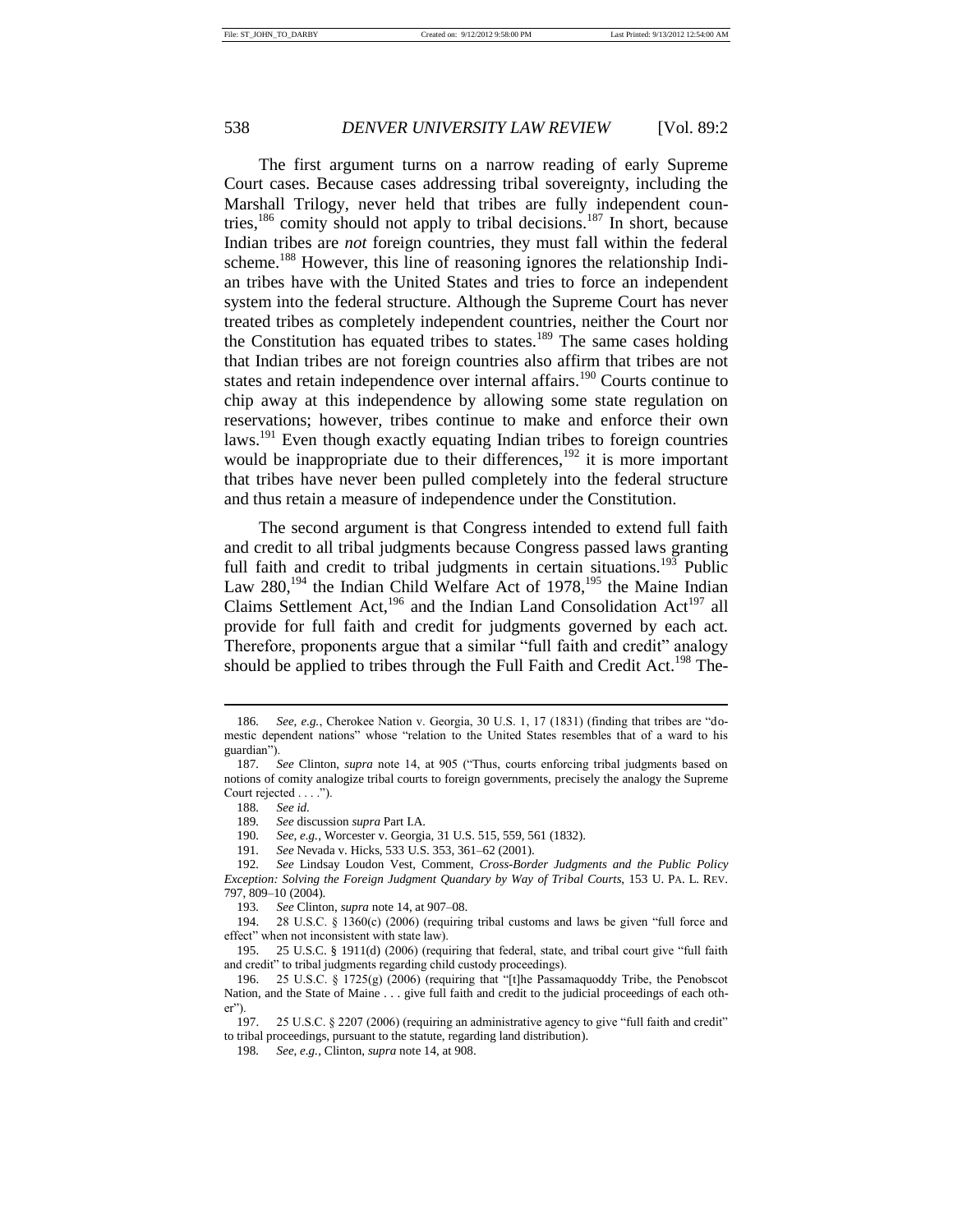The first argument turns on a narrow reading of early Supreme Court cases. Because cases addressing tribal sovereignty, including the Marshall Trilogy, never held that tribes are fully independent countries,[186] comity should not apply to tribal decisions.[187] In short, because Indian tribes are *not* foreign countries, they must fall within the federal scheme.[188] However, this line of reasoning ignores the relationship Indian tribes have with the United States and tries to force an independent system into the federal structure. Although the Supreme Court has never treated tribes as completely independent countries, neither the Court nor the Constitution has equated tribes to states.[189] The same cases holding that Indian tribes are not foreign countries also affirm that tribes are not states and retain independence over internal affairs.[190] Courts continue to chip away at this independence by allowing some state regulation on reservations; however, tribes continue to make and enforce their own laws.[191] Even though exactly equating Indian tribes to foreign countries would be inappropriate due to their differences,[192] it is more important that tribes have never been pulled completely into the federal structure and thus retain a measure of independence under the Constitution.

The second argument is that Congress intended to extend full faith and credit to all tribal judgments because Congress passed laws granting full faith and credit to tribal judgments in certain situations.[193] Public Law 280,[194] the Indian Child Welfare Act of 1978,[195] the Maine Indian Claims Settlement Act,[196] and the Indian Land Consolidation Act[197] all provide for full faith and credit for judgments governed by each act. Therefore, proponents argue that a similar "full faith and credit" analogy should be applied to tribes through the Full Faith and Credit Act.[198] The-

---

186. *See, e.g.*, Cherokee Nation v. Georgia, 30 U.S. 1, 17 (1831) (finding that tribes are "domestic dependent nations" whose "relation to the United States resembles that of a ward to his guardian").

187. *See* Clinton, *supra* note 14, at 905 ("Thus, courts enforcing tribal judgments based on notions of comity analogize tribal courts to foreign governments, precisely the analogy the Supreme Court rejected . . . .").

188. *See id.*

189. *See* discussion *supra* Part I.A.

190. *See, e.g.*, Worcester v. Georgia, 31 U.S. 515, 559, 561 (1832).

191. *See* Nevada v. Hicks, 533 U.S. 353, 361–62 (2001).

192. *See* Lindsay Loudon Vest, Comment, *Cross-Border Judgments and the Public Policy Exception: Solving the Foreign Judgment Quandary by Way of Tribal Courts*, 153 U. PA. L. REV. 797, 809–10 (2004).

193. *See* Clinton, *supra* note 14, at 907–08.

194. 28 U.S.C. § 1360(c) (2006) (requiring tribal customs and laws be given "full force and effect" when not inconsistent with state law).

195. 25 U.S.C. § 1911(d) (2006) (requiring that federal, state, and tribal court give "full faith and credit" to tribal judgments regarding child custody proceedings).

196. 25 U.S.C. § 1725(g) (2006) (requiring that "[t]he Passamaquoddy Tribe, the Penobscot Nation, and the State of Maine . . . give full faith and credit to the judicial proceedings of each other").

197. 25 U.S.C. § 2207 (2006) (requiring an administrative agency to give "full faith and credit" to tribal proceedings, pursuant to the statute, regarding land distribution).

198. *See, e.g.*, Clinton, *supra* note 14, at 908.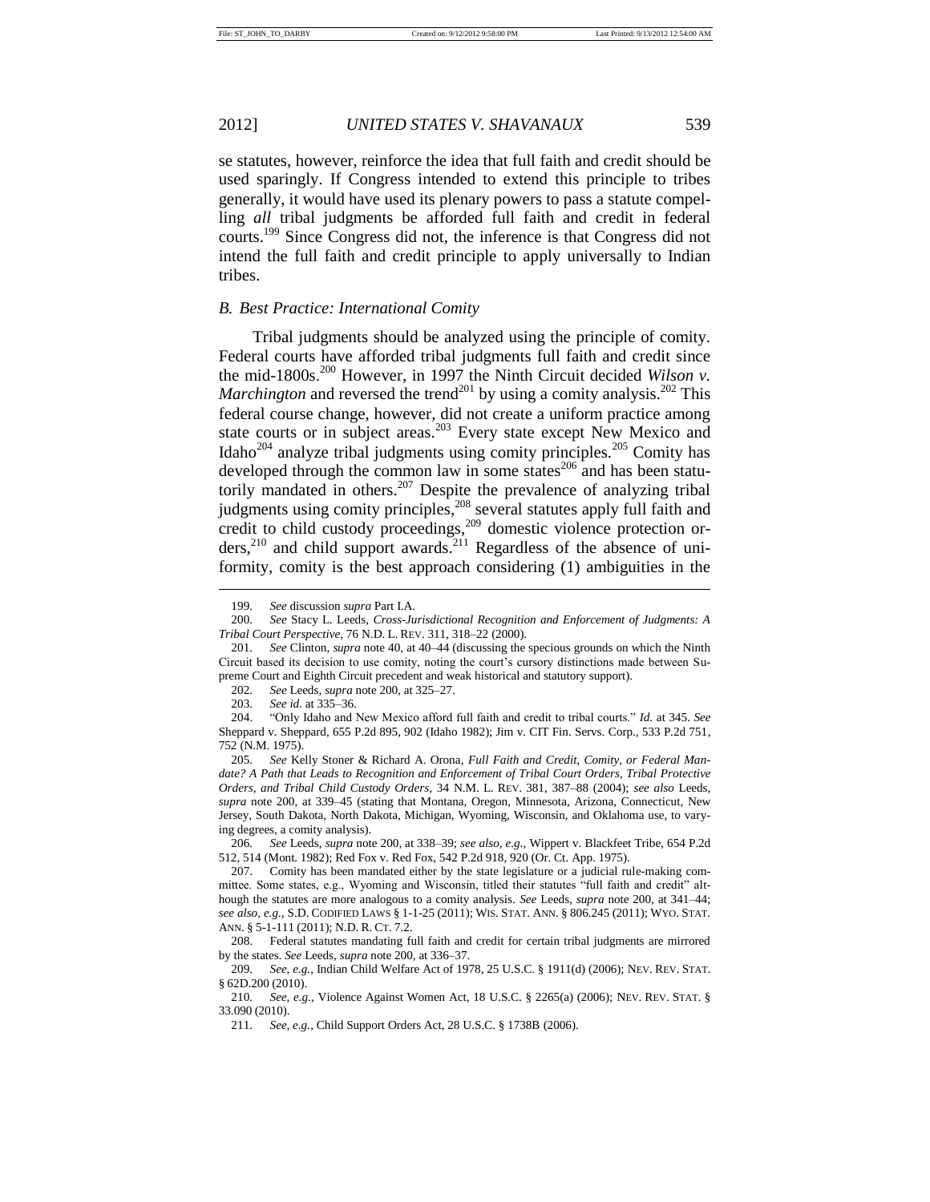se statutes, however, reinforce the idea that full faith and credit should be used sparingly. If Congress intended to extend this principle to tribes generally, it would have used its plenary powers to pass a statute compelling *all* tribal judgments be afforded full faith and credit in federal courts.[199] Since Congress did not, the inference is that Congress did not intend the full faith and credit principle to apply universally to Indian tribes.

### *B. Best Practice: International Comity*

Tribal judgments should be analyzed using the principle of comity. Federal courts have afforded tribal judgments full faith and credit since the mid-1800s.[200] However, in 1997 the Ninth Circuit decided *Wilson v. Marchington* and reversed the trend[201] by using a comity analysis.[202] This federal course change, however, did not create a uniform practice among state courts or in subject areas.[203] Every state except New Mexico and Idaho[204] analyze tribal judgments using comity principles.[205] Comity has developed through the common law in some states[206] and has been statutorily mandated in others.[207] Despite the prevalence of analyzing tribal judgments using comity principles,[208] several statutes apply full faith and credit to child custody proceedings,[209] domestic violence protection orders,[210] and child support awards.[211] Regardless of the absence of uniformity, comity is the best approach considering (1) ambiguities in the

---

199. *See* discussion *supra* Part I.A.

200. *See* Stacy L. Leeds, *Cross-Jurisdictional Recognition and Enforcement of Judgments: A Tribal Court Perspective*, 76 N.D. L. REV. 311, 318–22 (2000).

201. *See* Clinton, *supra* note 40, at 40–44 (discussing the specious grounds on which the Ninth Circuit based its decision to use comity, noting the court's cursory distinctions made between Supreme Court and Eighth Circuit precedent and weak historical and statutory support).

202. *See* Leeds, *supra* note 200, at 325–27.

203. *See id.* at 335–36.

204. "Only Idaho and New Mexico afford full faith and credit to tribal courts." *Id.* at 345. *See* Sheppard v. Sheppard, 655 P.2d 895, 902 (Idaho 1982); Jim v. CIT Fin. Servs. Corp., 533 P.2d 751, 752 (N.M. 1975).

205. *See* Kelly Stoner & Richard A. Orona, *Full Faith and Credit, Comity, or Federal Mandate? A Path that Leads to Recognition and Enforcement of Tribal Court Orders, Tribal Protective Orders, and Tribal Child Custody Orders*, 34 N.M. L. REV. 381, 387–88 (2004); *see also* Leeds, *supra* note 200, at 339–45 (stating that Montana, Oregon, Minnesota, Arizona, Connecticut, New Jersey, South Dakota, North Dakota, Michigan, Wyoming, Wisconsin, and Oklahoma use, to varying degrees, a comity analysis).

206. *See* Leeds, *supra* note 200, at 338–39; *see also, e.g.*, Wippert v. Blackfeet Tribe, 654 P.2d 512, 514 (Mont. 1982); Red Fox v. Red Fox, 542 P.2d 918, 920 (Or. Ct. App. 1975).

207. Comity has been mandated either by the state legislature or a judicial rule-making committee. Some states, e.g., Wyoming and Wisconsin, titled their statutes "full faith and credit" although the statutes are more analogous to a comity analysis. *See* Leeds, *supra* note 200, at 341–44; *see also, e.g.*, S.D. CODIFIED LAWS § 1-1-25 (2011); WIS. STAT. ANN. § 806.245 (2011); WYO. STAT. ANN. § 5-1-111 (2011); N.D. R. CT. 7.2.

208. Federal statutes mandating full faith and credit for certain tribal judgments are mirrored by the states. *See* Leeds, *supra* note 200, at 336–37.

209. *See, e.g.*, Indian Child Welfare Act of 1978, 25 U.S.C. § 1911(d) (2006); NEV. REV. STAT. § 62D.200 (2010).

210. *See, e.g.*, Violence Against Women Act, 18 U.S.C. § 2265(a) (2006); NEV. REV. STAT. § 33.090 (2010).

211. *See, e.g.*, Child Support Orders Act, 28 U.S.C. § 1738B (2006).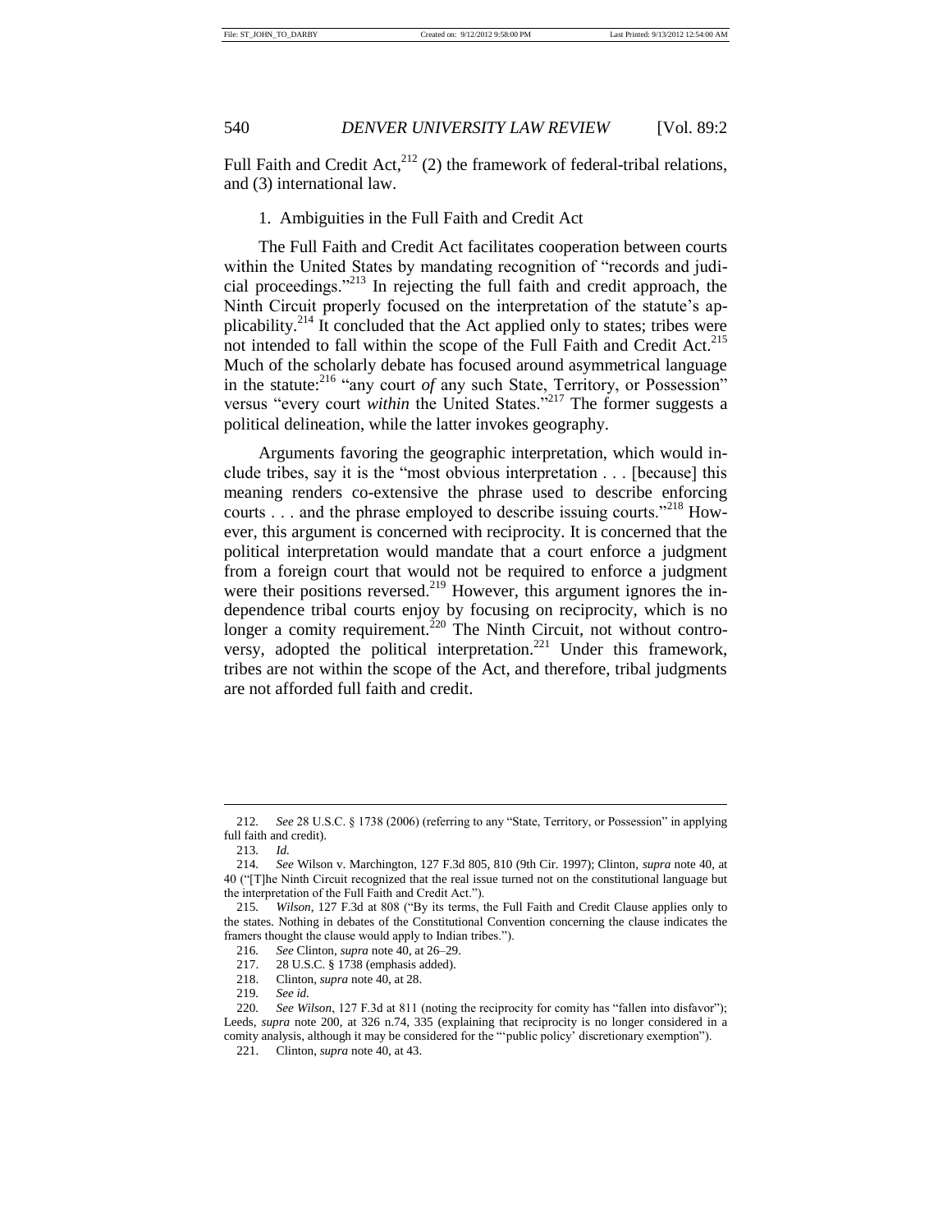Full Faith and Credit Act,[212] (2) the framework of federal-tribal relations, and (3) international law.

### 1. Ambiguities in the Full Faith and Credit Act

The Full Faith and Credit Act facilitates cooperation between courts within the United States by mandating recognition of "records and judicial proceedings."[213] In rejecting the full faith and credit approach, the Ninth Circuit properly focused on the interpretation of the statute's applicability.[214] It concluded that the Act applied only to states; tribes were not intended to fall within the scope of the Full Faith and Credit Act.[215] Much of the scholarly debate has focused around asymmetrical language in the statute:[216] "any court *of* any such State, Territory, or Possession" versus "every court *within* the United States."[217] The former suggests a political delineation, while the latter invokes geography.

Arguments favoring the geographic interpretation, which would include tribes, say it is the "most obvious interpretation . . . [because] this meaning renders co-extensive the phrase used to describe enforcing courts . . . and the phrase employed to describe issuing courts."[218] However, this argument is concerned with reciprocity. It is concerned that the political interpretation would mandate that a court enforce a judgment from a foreign court that would not be required to enforce a judgment were their positions reversed.[219] However, this argument ignores the independence tribal courts enjoy by focusing on reciprocity, which is no longer a comity requirement.[220] The Ninth Circuit, not without controversy, adopted the political interpretation.[221] Under this framework, tribes are not within the scope of the Act, and therefore, tribal judgments are not afforded full faith and credit.

---

212. *See* 28 U.S.C. § 1738 (2006) (referring to any "State, Territory, or Possession" in applying full faith and credit).

213. *Id.*

214. *See* Wilson v. Marchington, 127 F.3d 805, 810 (9th Cir. 1997); Clinton, *supra* note 40, at 40 ("[T]he Ninth Circuit recognized that the real issue turned not on the constitutional language but the interpretation of the Full Faith and Credit Act.").

215. *Wilson*, 127 F.3d at 808 ("By its terms, the Full Faith and Credit Clause applies only to the states. Nothing in debates of the Constitutional Convention concerning the clause indicates the framers thought the clause would apply to Indian tribes.").

216. *See* Clinton, *supra* note 40, at 26–29.

217. 28 U.S.C. § 1738 (emphasis added).

218. Clinton, *supra* note 40, at 28.

219. *See id.*

220. *See Wilson*, 127 F.3d at 811 (noting the reciprocity for comity has "fallen into disfavor"); Leeds, *supra* note 200, at 326 n.74, 335 (explaining that reciprocity is no longer considered in a comity analysis, although it may be considered for the "'public policy' discretionary exemption").

221. Clinton, *supra* note 40, at 43.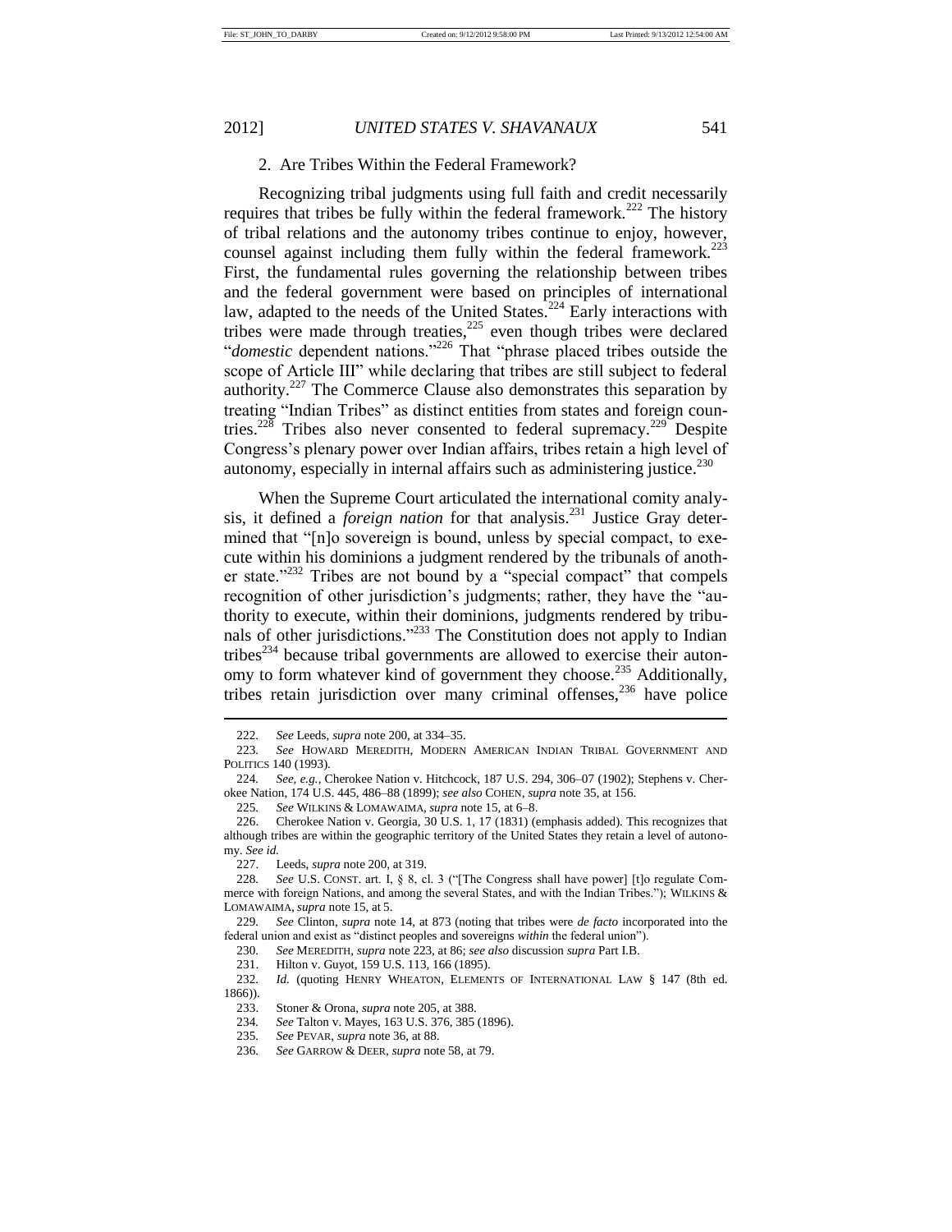2. Are Tribes Within the Federal Framework?

Recognizing tribal judgments using full faith and credit necessarily requires that tribes be fully within the federal framework.[222] The history of tribal relations and the autonomy tribes continue to enjoy, however, counsel against including them fully within the federal framework.[223] First, the fundamental rules governing the relationship between tribes and the federal government were based on principles of international law, adapted to the needs of the United States.[224] Early interactions with tribes were made through treaties,[225] even though tribes were declared "*domestic* dependent nations."[226] That "phrase placed tribes outside the scope of Article III" while declaring that tribes are still subject to federal authority.[227] The Commerce Clause also demonstrates this separation by treating "Indian Tribes" as distinct entities from states and foreign countries.[228] Tribes also never consented to federal supremacy.[229] Despite Congress's plenary power over Indian affairs, tribes retain a high level of autonomy, especially in internal affairs such as administering justice.[230]

When the Supreme Court articulated the international comity analysis, it defined a *foreign nation* for that analysis.[231] Justice Gray determined that "[n]o sovereign is bound, unless by special compact, to execute within his dominions a judgment rendered by the tribunals of another state."[232] Tribes are not bound by a "special compact" that compels recognition of other jurisdiction's judgments; rather, they have the "authority to execute, within their dominions, judgments rendered by tribunals of other jurisdictions."[233] The Constitution does not apply to Indian tribes[234] because tribal governments are allowed to exercise their autonomy to form whatever kind of government they choose.[235] Additionally, tribes retain jurisdiction over many criminal offenses,[236] have police

---

222. *See* Leeds, *supra* note 200, at 334–35.

223. *See* HOWARD MEREDITH, MODERN AMERICAN INDIAN TRIBAL GOVERNMENT AND POLITICS 140 (1993).

224. *See, e.g.*, Cherokee Nation v. Hitchcock, 187 U.S. 294, 306–07 (1902); Stephens v. Cherokee Nation, 174 U.S. 445, 486–88 (1899); *see also* COHEN, *supra* note 35, at 156.

225. *See* WILKINS & LOMAWAIMA, *supra* note 15, at 6–8.

226. Cherokee Nation v. Georgia, 30 U.S. 1, 17 (1831) (emphasis added). This recognizes that although tribes are within the geographic territory of the United States they retain a level of autonomy. *See id.*

227. Leeds, *supra* note 200, at 319.

228. *See* U.S. CONST. art. I, § 8, cl. 3 ("[The Congress shall have power] [t]o regulate Commerce with foreign Nations, and among the several States, and with the Indian Tribes."); WILKINS & LOMAWAIMA, *supra* note 15, at 5.

229. *See* Clinton, *supra* note 14, at 873 (noting that tribes were *de facto* incorporated into the federal union and exist as "distinct peoples and sovereigns *within* the federal union").

230. *See* MEREDITH, *supra* note 223, at 86; *see also* discussion *supra* Part I.B.

231. Hilton v. Guyot, 159 U.S. 113, 166 (1895).

232. *Id.* (quoting HENRY WHEATON, ELEMENTS OF INTERNATIONAL LAW § 147 (8th ed. 1866)).

233. Stoner & Orona, *supra* note 205, at 388.

234. *See* Talton v. Mayes, 163 U.S. 376, 385 (1896).

235. *See* PEVAR, *supra* note 36, at 88.

236. *See* GARROW & DEER, *supra* note 58, at 79.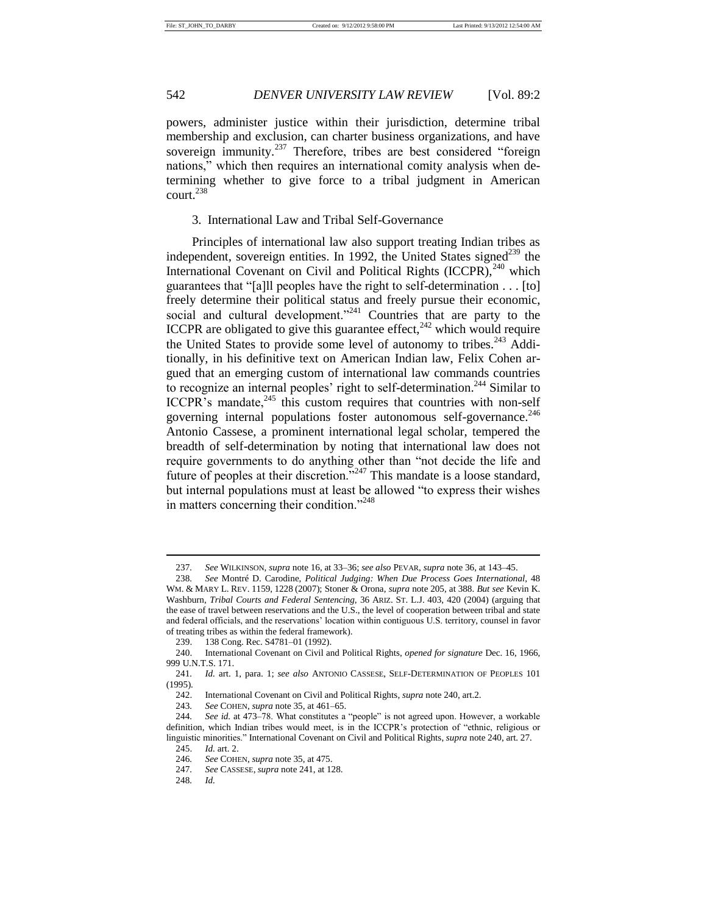powers, administer justice within their jurisdiction, determine tribal membership and exclusion, can charter business organizations, and have sovereign immunity.[237] Therefore, tribes are best considered "foreign nations," which then requires an international comity analysis when determining whether to give force to a tribal judgment in American court.[238]

### 3. International Law and Tribal Self-Governance

Principles of international law also support treating Indian tribes as independent, sovereign entities. In 1992, the United States signed[239] the International Covenant on Civil and Political Rights (ICCPR),[240] which guarantees that "[a]ll peoples have the right to self-determination . . . [to] freely determine their political status and freely pursue their economic, social and cultural development."[241] Countries that are party to the ICCPR are obligated to give this guarantee effect,[242] which would require the United States to provide some level of autonomy to tribes.[243] Additionally, in his definitive text on American Indian law, Felix Cohen argued that an emerging custom of international law commands countries to recognize an internal peoples' right to self-determination.[244] Similar to ICCPR's mandate,[245] this custom requires that countries with non-self governing internal populations foster autonomous self-governance.[246] Antonio Cassese, a prominent international legal scholar, tempered the breadth of self-determination by noting that international law does not require governments to do anything other than "not decide the life and future of peoples at their discretion."[247] This mandate is a loose standard, but internal populations must at least be allowed "to express their wishes in matters concerning their condition."[248]

---

237. *See* WILKINSON, *supra* note 16, at 33–36; *see also* PEVAR, *supra* note 36, at 143–45.

238. *See* Montré D. Carodine, *Political Judging: When Due Process Goes International*, 48 WM. & MARY L. REV. 1159, 1228 (2007); Stoner & Orona, *supra* note 205, at 388. *But see* Kevin K. Washburn, *Tribal Courts and Federal Sentencing*, 36 ARIZ. ST. L.J. 403, 420 (2004) (arguing that the ease of travel between reservations and the U.S., the level of cooperation between tribal and state and federal officials, and the reservations' location within contiguous U.S. territory, counsel in favor of treating tribes as within the federal framework).

239. 138 Cong. Rec. S4781–01 (1992).

240. International Covenant on Civil and Political Rights, *opened for signature* Dec. 16, 1966, 999 U.N.T.S. 171.

241. *Id.* art. 1, para. 1; *see also* ANTONIO CASSESE, SELF-DETERMINATION OF PEOPLES 101 (1995).

242. International Covenant on Civil and Political Rights, *supra* note 240, art.2.

243. *See* COHEN, *supra* note 35, at 461–65.

244. *See id.* at 473–78. What constitutes a "people" is not agreed upon. However, a workable definition, which Indian tribes would meet, is in the ICCPR's protection of "ethnic, religious or linguistic minorities." International Covenant on Civil and Political Rights, *supra* note 240, art. 27.

245. *Id.* art. 2.

246. *See* COHEN, *supra* note 35, at 475.

247. *See* CASSESE, *supra* note 241, at 128.

248. *Id.*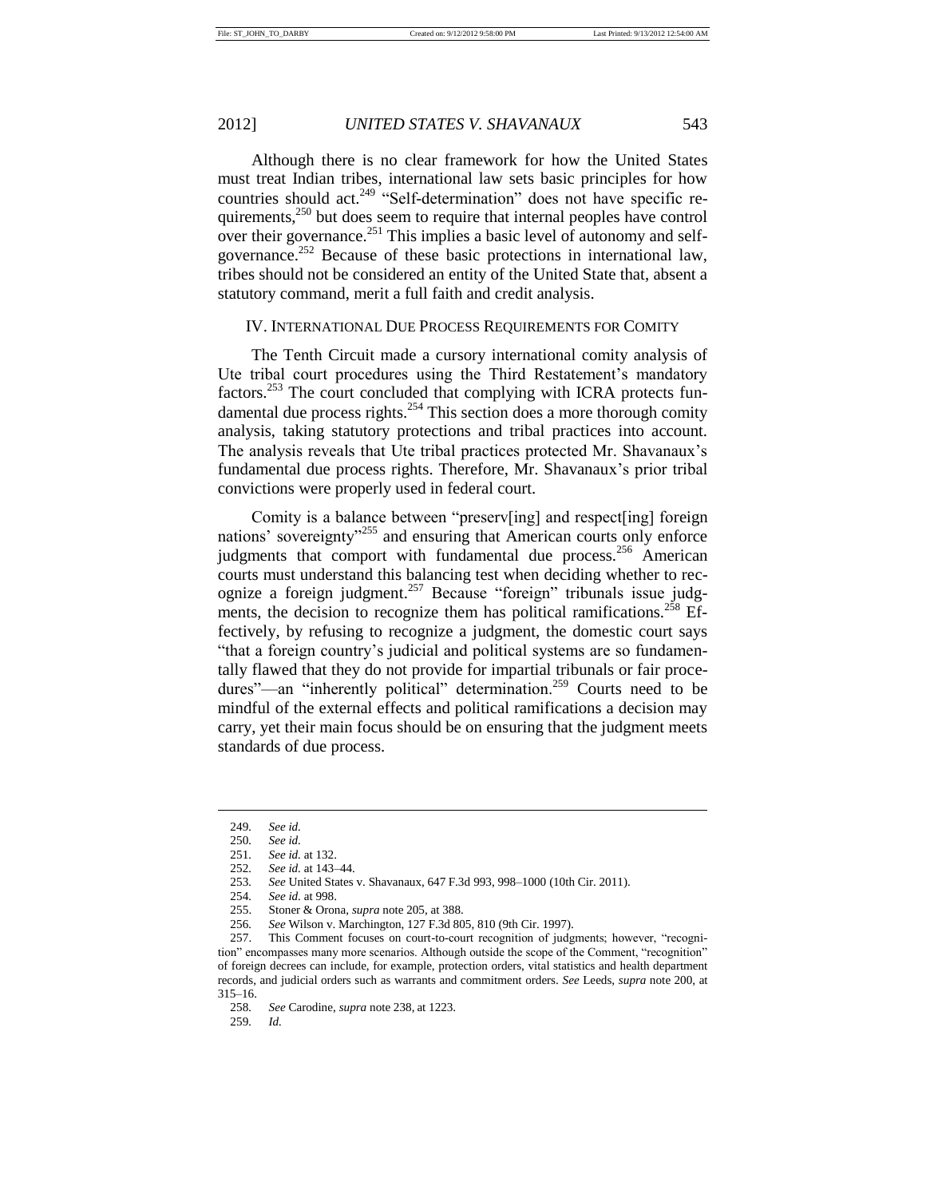Although there is no clear framework for how the United States must treat Indian tribes, international law sets basic principles for how countries should act.[249] "Self-determination" does not have specific requirements,[250] but does seem to require that internal peoples have control over their governance.[251] This implies a basic level of autonomy and self-governance.[252] Because of these basic protections in international law, tribes should not be considered an entity of the United State that, absent a statutory command, merit a full faith and credit analysis.

## IV. International Due Process Requirements for Comity

The Tenth Circuit made a cursory international comity analysis of Ute tribal court procedures using the Third Restatement's mandatory factors.[253] The court concluded that complying with ICRA protects fundamental due process rights.[254] This section does a more thorough comity analysis, taking statutory protections and tribal practices into account. The analysis reveals that Ute tribal practices protected Mr. Shavanaux's fundamental due process rights. Therefore, Mr. Shavanaux's prior tribal convictions were properly used in federal court.

Comity is a balance between "preserv[ing] and respect[ing] foreign nations' sovereignty"[255] and ensuring that American courts only enforce judgments that comport with fundamental due process.[256] American courts must understand this balancing test when deciding whether to recognize a foreign judgment.[257] Because "foreign" tribunals issue judgments, the decision to recognize them has political ramifications.[258] Effectively, by refusing to recognize a judgment, the domestic court says "that a foreign country's judicial and political systems are so fundamentally flawed that they do not provide for impartial tribunals or fair procedures"—an "inherently political" determination.[259] Courts need to be mindful of the external effects and political ramifications a decision may carry, yet their main focus should be on ensuring that the judgment meets standards of due process.

---

249. *See id.*

250. *See id.*

251. *See id.* at 132.

252. *See id.* at 143–44.

253. *See* United States v. Shavanaux, 647 F.3d 993, 998–1000 (10th Cir. 2011).

254. *See id.* at 998.

255. Stoner & Orona, *supra* note 205, at 388.

256. *See* Wilson v. Marchington, 127 F.3d 805, 810 (9th Cir. 1997).

257. This Comment focuses on court-to-court recognition of judgments; however, "recognition" encompasses many more scenarios. Although outside the scope of the Comment, "recognition" of foreign decrees can include, for example, protection orders, vital statistics and health department records, and judicial orders such as warrants and commitment orders. *See* Leeds, *supra* note 200, at 315–16.

258. *See* Carodine, *supra* note 238, at 1223.

259. *Id.*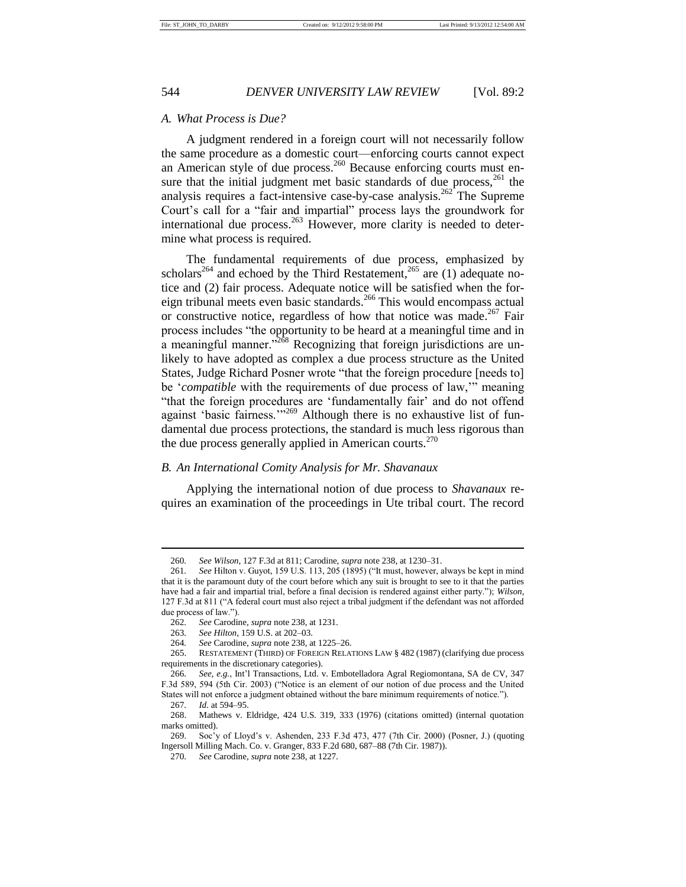### A. What Process is Due?

A judgment rendered in a foreign court will not necessarily follow the same procedure as a domestic court—enforcing courts cannot expect an American style of due process.[260] Because enforcing courts must ensure that the initial judgment met basic standards of due process,[261] the analysis requires a fact-intensive case-by-case analysis.[262] The Supreme Court's call for a "fair and impartial" process lays the groundwork for international due process.[263] However, more clarity is needed to determine what process is required.

The fundamental requirements of due process, emphasized by scholars[264] and echoed by the Third Restatement,[265] are (1) adequate notice and (2) fair process. Adequate notice will be satisfied when the foreign tribunal meets even basic standards.[266] This would encompass actual or constructive notice, regardless of how that notice was made.[267] Fair process includes "the opportunity to be heard at a meaningful time and in a meaningful manner."[268] Recognizing that foreign jurisdictions are unlikely to have adopted as complex a due process structure as the United States, Judge Richard Posner wrote "that the foreign procedure [needs to] be '*compatible* with the requirements of due process of law,'" meaning "that the foreign procedures are 'fundamentally fair' and do not offend against 'basic fairness.'"[269] Although there is no exhaustive list of fundamental due process protections, the standard is much less rigorous than the due process generally applied in American courts.[270]

### B. An International Comity Analysis for Mr. Shavanaux

Applying the international notion of due process to *Shavanaux* requires an examination of the proceedings in Ute tribal court. The record

---

260. *See Wilson*, 127 F.3d at 811; Carodine, *supra* note 238, at 1230–31.

261. *See* Hilton v. Guyot, 159 U.S. 113, 205 (1895) ("It must, however, always be kept in mind that it is the paramount duty of the court before which any suit is brought to see to it that the parties have had a fair and impartial trial, before a final decision is rendered against either party."); *Wilson*, 127 F.3d at 811 ("A federal court must also reject a tribal judgment if the defendant was not afforded due process of law.").

262. *See* Carodine, *supra* note 238, at 1231.

263. *See Hilton*, 159 U.S. at 202–03.

264. *See* Carodine, *supra* note 238, at 1225–26.

265. RESTATEMENT (THIRD) OF FOREIGN RELATIONS LAW § 482 (1987) (clarifying due process requirements in the discretionary categories).

266. *See, e.g.*, Int'l Transactions, Ltd. v. Embotelladora Agral Regiomontana, SA de CV, 347 F.3d 589, 594 (5th Cir. 2003) ("Notice is an element of our notion of due process and the United States will not enforce a judgment obtained without the bare minimum requirements of notice.").

267. *Id.* at 594–95.

268. Mathews v. Eldridge, 424 U.S. 319, 333 (1976) (citations omitted) (internal quotation marks omitted).

269. Soc'y of Lloyd's v. Ashenden, 233 F.3d 473, 477 (7th Cir. 2000) (Posner, J.) (quoting Ingersoll Milling Mach. Co. v. Granger, 833 F.2d 680, 687–88 (7th Cir. 1987)).

270. *See* Carodine, *supra* note 238, at 1227.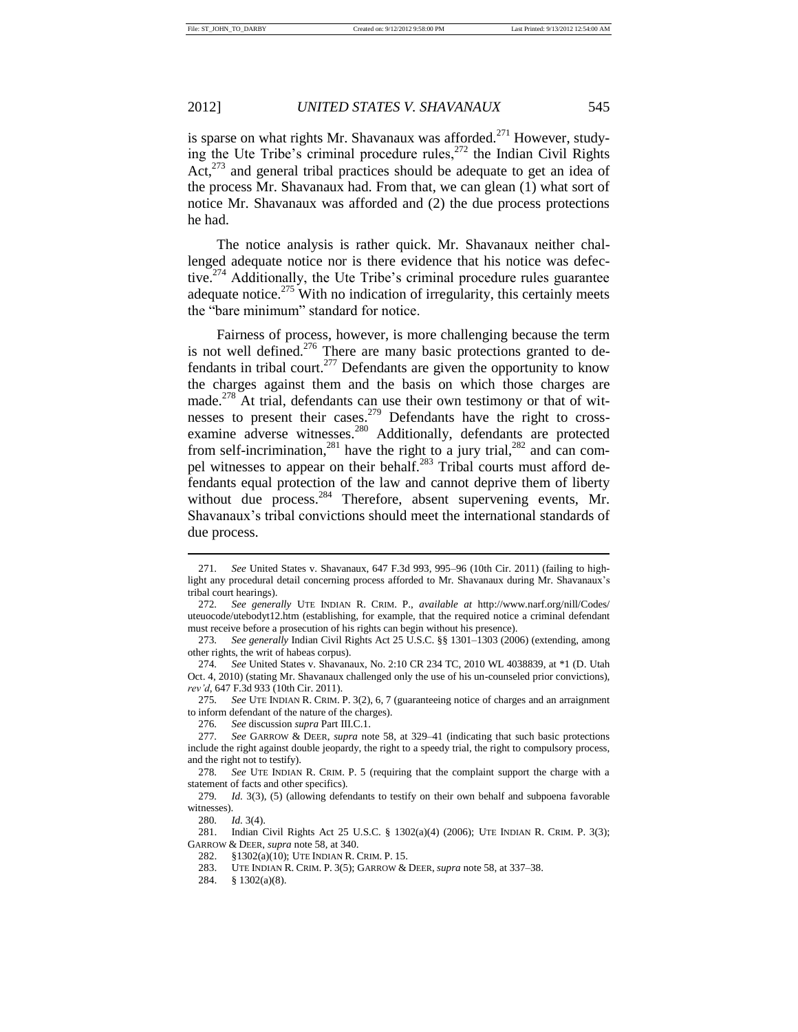is sparse on what rights Mr. Shavanaux was afforded.[271] However, studying the Ute Tribe's criminal procedure rules,[272] the Indian Civil Rights Act,[273] and general tribal practices should be adequate to get an idea of the process Mr. Shavanaux had. From that, we can glean (1) what sort of notice Mr. Shavanaux was afforded and (2) the due process protections he had.

The notice analysis is rather quick. Mr. Shavanaux neither challenged adequate notice nor is there evidence that his notice was defective.[274] Additionally, the Ute Tribe's criminal procedure rules guarantee adequate notice.[275] With no indication of irregularity, this certainly meets the "bare minimum" standard for notice.

Fairness of process, however, is more challenging because the term is not well defined.[276] There are many basic protections granted to defendants in tribal court.[277] Defendants are given the opportunity to know the charges against them and the basis on which those charges are made.[278] At trial, defendants can use their own testimony or that of witnesses to present their cases.[279] Defendants have the right to cross-examine adverse witnesses.[280] Additionally, defendants are protected from self-incrimination,[281] have the right to a jury trial,[282] and can compel witnesses to appear on their behalf.[283] Tribal courts must afford defendants equal protection of the law and cannot deprive them of liberty without due process.[284] Therefore, absent supervening events, Mr. Shavanaux's tribal convictions should meet the international standards of due process.

---

271. *See* United States v. Shavanaux, 647 F.3d 993, 995–96 (10th Cir. 2011) (failing to highlight any procedural detail concerning process afforded to Mr. Shavanaux during Mr. Shavanaux's tribal court hearings).

272. *See generally* UTE INDIAN R. CRIM. P., *available at* http://www.narf.org/nill/Codes/uteuocode/utebodyt12.htm (establishing, for example, that the required notice a criminal defendant must receive before a prosecution of his rights can begin without his presence).

273. *See generally* Indian Civil Rights Act 25 U.S.C. §§ 1301–1303 (2006) (extending, among other rights, the writ of habeas corpus).

274. *See* United States v. Shavanaux, No. 2:10 CR 234 TC, 2010 WL 4038839, at *1 (D. Utah Oct. 4, 2010) (stating Mr. Shavanaux challenged only the use of his un-counseled prior convictions), *rev'd*, 647 F.3d 933 (10th Cir. 2011).

275. *See* UTE INDIAN R. CRIM. P. 3(2), 6, 7 (guaranteeing notice of charges and an arraignment to inform defendant of the nature of the charges).

276. *See* discussion *supra* Part III.C.1.

277. *See* GARROW & DEER, *supra* note 58, at 329–41 (indicating that such basic protections include the right against double jeopardy, the right to a speedy trial, the right to compulsory process, and the right not to testify).

278. *See* UTE INDIAN R. CRIM. P. 5 (requiring that the complaint support the charge with a statement of facts and other specifics).

279. *Id.* 3(3), (5) (allowing defendants to testify on their own behalf and subpoena favorable witnesses).

280. *Id.* 3(4).

281. Indian Civil Rights Act 25 U.S.C. § 1302(a)(4) (2006); UTE INDIAN R. CRIM. P. 3(3); GARROW & DEER, *supra* note 58, at 340.

282. §1302(a)(10); UTE INDIAN R. CRIM. P. 15.

283. UTE INDIAN R. CRIM. P. 3(5); GARROW & DEER, *supra* note 58, at 337–38.

284. § 1302(a)(8).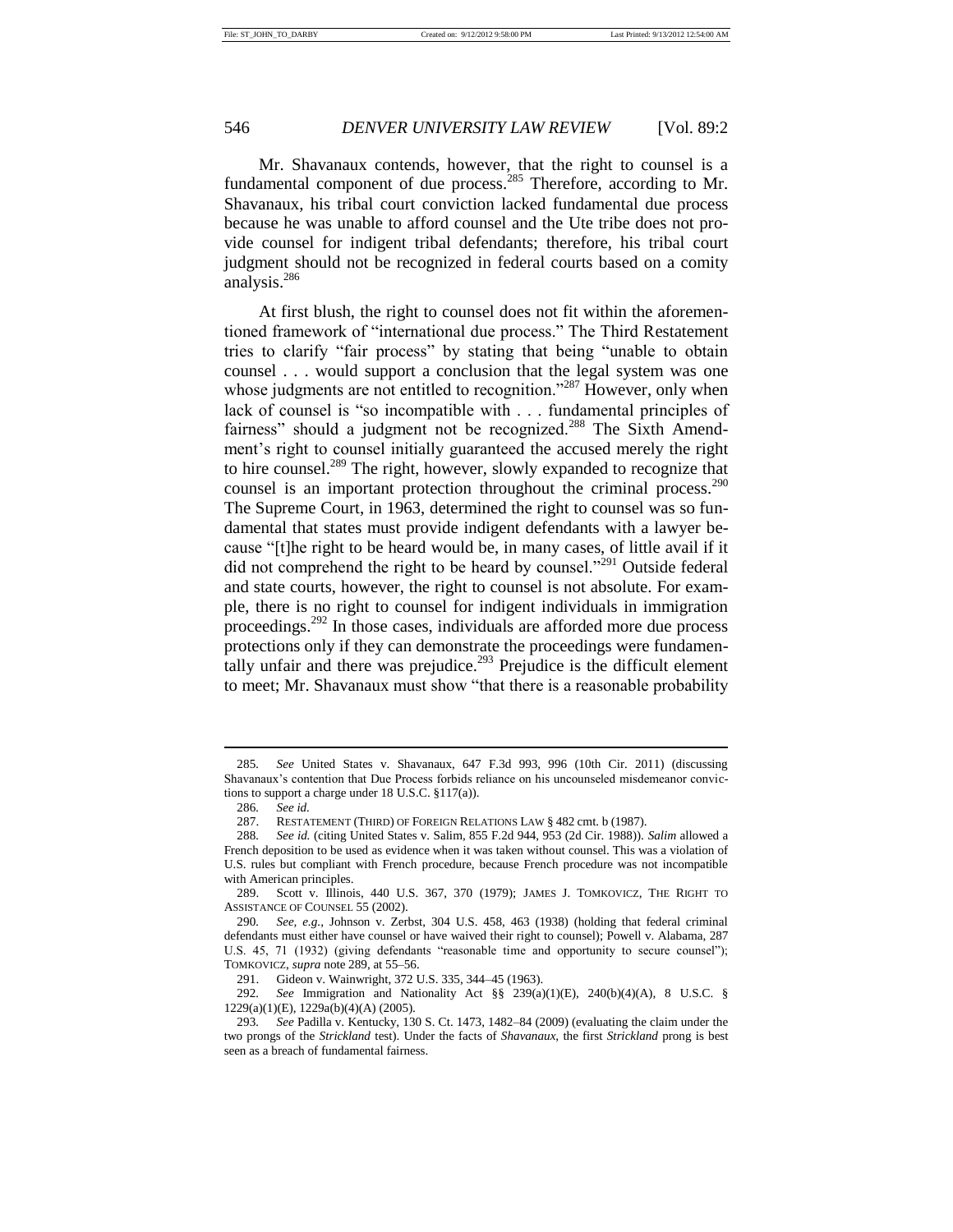Mr. Shavanaux contends, however, that the right to counsel is a fundamental component of due process.[285] Therefore, according to Mr. Shavanaux, his tribal court conviction lacked fundamental due process because he was unable to afford counsel and the Ute tribe does not provide counsel for indigent tribal defendants; therefore, his tribal court judgment should not be recognized in federal courts based on a comity analysis.[286]

At first blush, the right to counsel does not fit within the aforementioned framework of "international due process." The Third Restatement tries to clarify "fair process" by stating that being "unable to obtain counsel . . . would support a conclusion that the legal system was one whose judgments are not entitled to recognition."[287] However, only when lack of counsel is "so incompatible with . . . fundamental principles of fairness" should a judgment not be recognized.[288] The Sixth Amendment's right to counsel initially guaranteed the accused merely the right to hire counsel.[289] The right, however, slowly expanded to recognize that counsel is an important protection throughout the criminal process.[290] The Supreme Court, in 1963, determined the right to counsel was so fundamental that states must provide indigent defendants with a lawyer because "[t]he right to be heard would be, in many cases, of little avail if it did not comprehend the right to be heard by counsel."[291] Outside federal and state courts, however, the right to counsel is not absolute. For example, there is no right to counsel for indigent individuals in immigration proceedings.[292] In those cases, individuals are afforded more due process protections only if they can demonstrate the proceedings were fundamentally unfair and there was prejudice.[293] Prejudice is the difficult element to meet; Mr. Shavanaux must show "that there is a reasonable probability

---

285. *See* United States v. Shavanaux, 647 F.3d 993, 996 (10th Cir. 2011) (discussing Shavanaux's contention that Due Process forbids reliance on his uncounseled misdemeanor convictions to support a charge under 18 U.S.C. §117(a)).

286. *See id.*

287. RESTATEMENT (THIRD) OF FOREIGN RELATIONS LAW § 482 cmt. b (1987).

288. *See id.* (citing United States v. Salim, 855 F.2d 944, 953 (2d Cir. 1988)). *Salim* allowed a French deposition to be used as evidence when it was taken without counsel. This was a violation of U.S. rules but compliant with French procedure, because French procedure was not incompatible with American principles.

289. Scott v. Illinois, 440 U.S. 367, 370 (1979); JAMES J. TOMKOVICZ, THE RIGHT TO ASSISTANCE OF COUNSEL 55 (2002).

290. *See, e.g.*, Johnson v. Zerbst, 304 U.S. 458, 463 (1938) (holding that federal criminal defendants must either have counsel or have waived their right to counsel); Powell v. Alabama, 287 U.S. 45, 71 (1932) (giving defendants "reasonable time and opportunity to secure counsel"); TOMKOVICZ, *supra* note 289, at 55–56.

291. Gideon v. Wainwright, 372 U.S. 335, 344–45 (1963).

292. *See* Immigration and Nationality Act §§ 239(a)(1)(E), 240(b)(4)(A), 8 U.S.C. § 1229(a)(1)(E), 1229a(b)(4)(A) (2005).

293. *See* Padilla v. Kentucky, 130 S. Ct. 1473, 1482–84 (2009) (evaluating the claim under the two prongs of the *Strickland* test). Under the facts of *Shavanaux*, the first *Strickland* prong is best seen as a breach of fundamental fairness.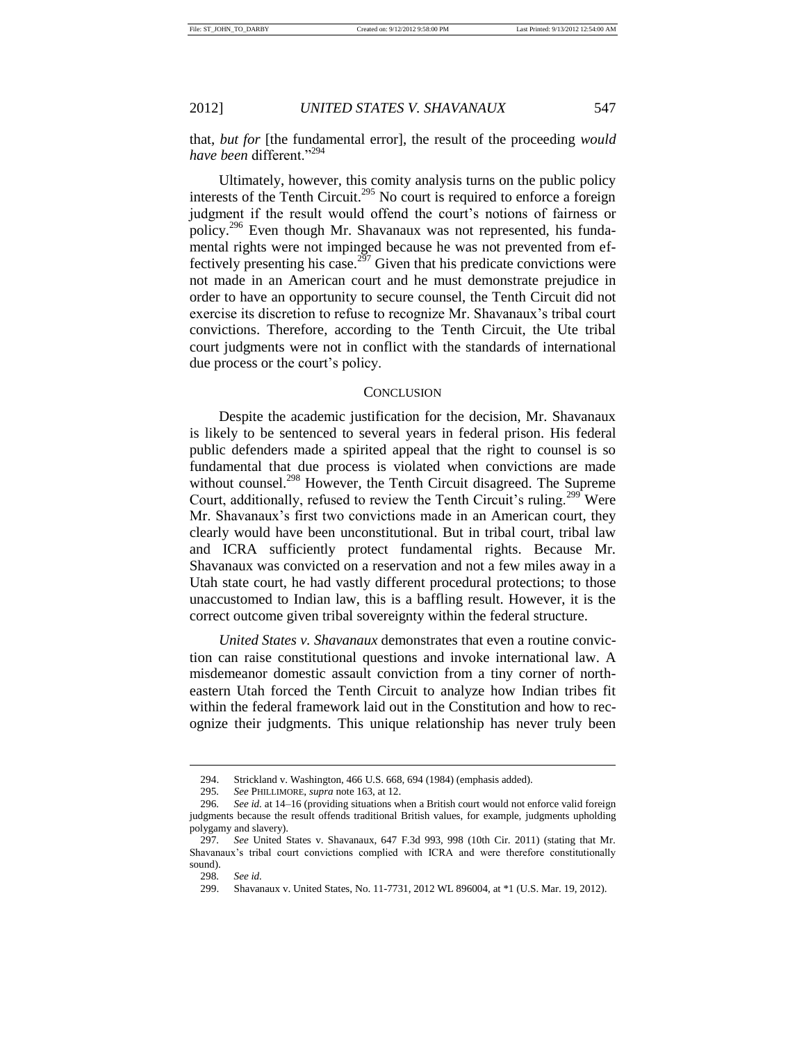that, *but for* [the fundamental error], the result of the proceeding *would have been* different."[294]

Ultimately, however, this comity analysis turns on the public policy interests of the Tenth Circuit.[295] No court is required to enforce a foreign judgment if the result would offend the court's notions of fairness or policy.[296] Even though Mr. Shavanaux was not represented, his fundamental rights were not impinged because he was not prevented from effectively presenting his case.[297] Given that his predicate convictions were not made in an American court and he must demonstrate prejudice in order to have an opportunity to secure counsel, the Tenth Circuit did not exercise its discretion to refuse to recognize Mr. Shavanaux's tribal court convictions. Therefore, according to the Tenth Circuit, the Ute tribal court judgments were not in conflict with the standards of international due process or the court's policy.

## CONCLUSION

Despite the academic justification for the decision, Mr. Shavanaux is likely to be sentenced to several years in federal prison. His federal public defenders made a spirited appeal that the right to counsel is so fundamental that due process is violated when convictions are made without counsel.[298] However, the Tenth Circuit disagreed. The Supreme Court, additionally, refused to review the Tenth Circuit's ruling.[299] Were Mr. Shavanaux's first two convictions made in an American court, they clearly would have been unconstitutional. But in tribal court, tribal law and ICRA sufficiently protect fundamental rights. Because Mr. Shavanaux was convicted on a reservation and not a few miles away in a Utah state court, he had vastly different procedural protections; to those unaccustomed to Indian law, this is a baffling result. However, it is the correct outcome given tribal sovereignty within the federal structure.

*United States v. Shavanaux* demonstrates that even a routine conviction can raise constitutional questions and invoke international law. A misdemeanor domestic assault conviction from a tiny corner of northeastern Utah forced the Tenth Circuit to analyze how Indian tribes fit within the federal framework laid out in the Constitution and how to recognize their judgments. This unique relationship has never truly been

---

294. Strickland v. Washington, 466 U.S. 668, 694 (1984) (emphasis added).

295. *See* PHILLIMORE, *supra* note 163, at 12.

296. *See id.* at 14–16 (providing situations when a British court would not enforce valid foreign judgments because the result offends traditional British values, for example, judgments upholding polygamy and slavery).

297. *See* United States v. Shavanaux, 647 F.3d 993, 998 (10th Cir. 2011) (stating that Mr. Shavanaux's tribal court convictions complied with ICRA and were therefore constitutionally sound).

298. *See id.*

299. Shavanaux v. United States, No. 11-7731, 2012 WL 896004, at *1 (U.S. Mar. 19, 2012).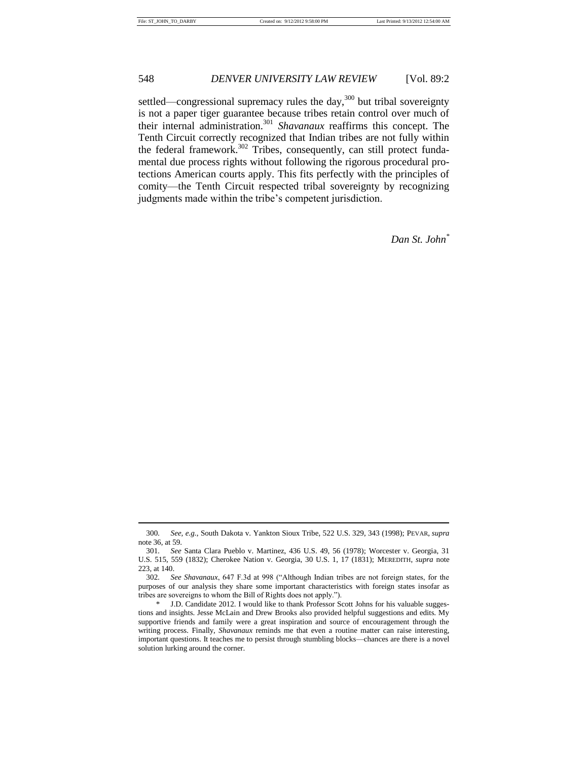settled—congressional supremacy rules the day,[300] but tribal sovereignty is not a paper tiger guarantee because tribes retain control over much of their internal administration.[301] *Shavanaux* reaffirms this concept. The Tenth Circuit correctly recognized that Indian tribes are not fully within the federal framework.[302] Tribes, consequently, can still protect fundamental due process rights without following the rigorous procedural protections American courts apply. This fits perfectly with the principles of comity—the Tenth Circuit respected tribal sovereignty by recognizing judgments made within the tribe's competent jurisdiction.

*Dan St. John*[*]

---

300. *See, e.g.*, South Dakota v. Yankton Sioux Tribe, 522 U.S. 329, 343 (1998); PEVAR, *supra* note 36, at 59.

301. *See* Santa Clara Pueblo v. Martinez, 436 U.S. 49, 56 (1978); Worcester v. Georgia, 31 U.S. 515, 559 (1832); Cherokee Nation v. Georgia, 30 U.S. 1, 17 (1831); MEREDITH, *supra* note 223, at 140.

302. *See Shavanaux*, 647 F.3d at 998 ("Although Indian tribes are not foreign states, for the purposes of our analysis they share some important characteristics with foreign states insofar as tribes are sovereigns to whom the Bill of Rights does not apply.").

\* J.D. Candidate 2012. I would like to thank Professor Scott Johns for his valuable suggestions and insights. Jesse McLain and Drew Brooks also provided helpful suggestions and edits. My supportive friends and family were a great inspiration and source of encouragement through the writing process. Finally, *Shavanaux* reminds me that even a routine matter can raise interesting, important questions. It teaches me to persist through stumbling blocks—chances are there is a novel solution lurking around the corner.